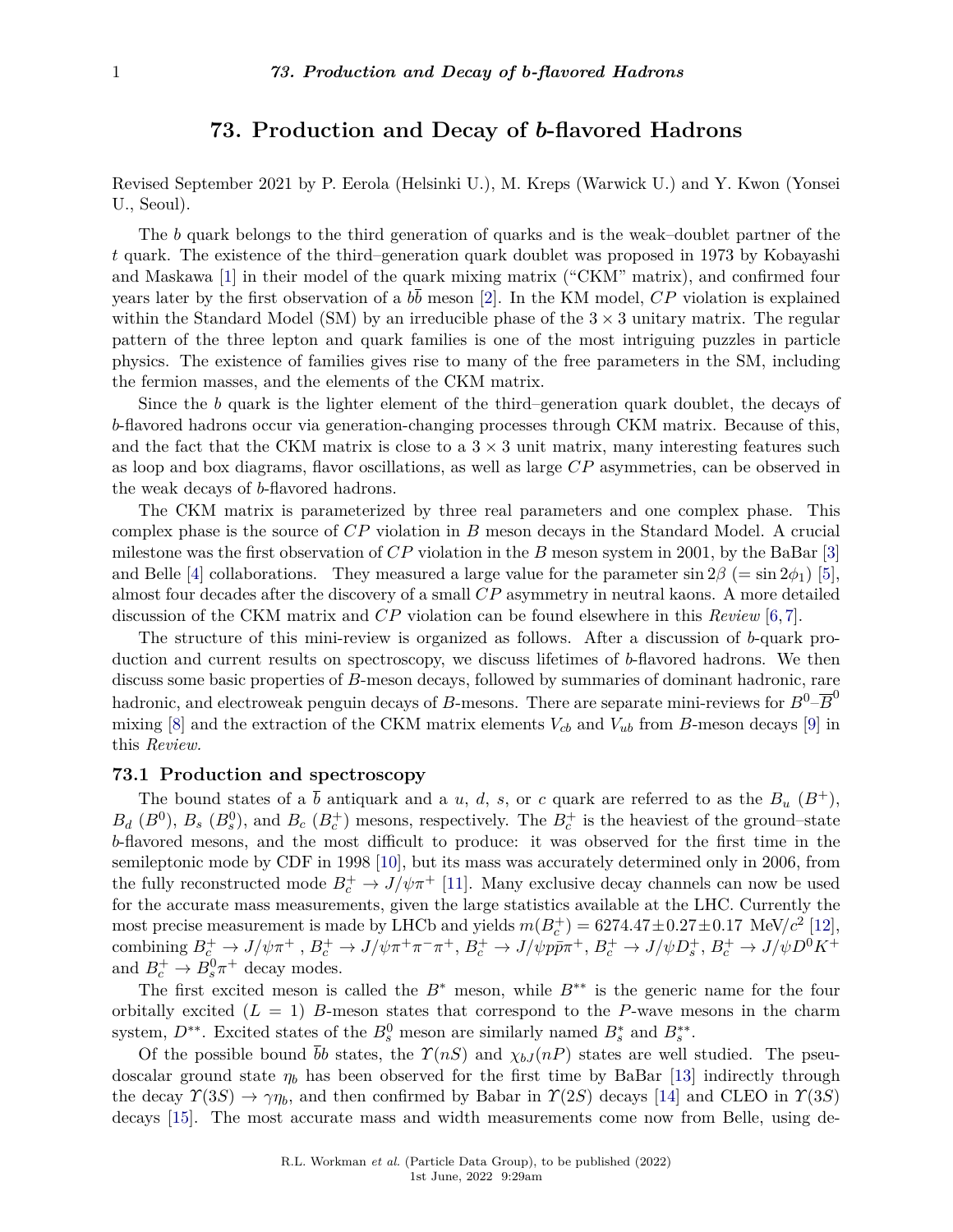# 73. Production and Decay of $b$-flavored Hadrons

Revised September 2021 by P. Eerola (Helsinki U.), M. Kreps (Warwick U.) and Y. Kwon (Yonsei U., Seoul).

The $b$ quark belongs to the third generation of quarks and is the weak–doublet partner of the $t$ quark. The existence of the third–generation quark doublet was proposed in 1973 by Kobayashi and Maskawa [1] in their model of the quark mixing matrix ("CKM" matrix), and confirmed four years later by the first observation of a $b\bar{b}$ meson [2]. In the KM model, $CP$ violation is explained within the Standard Model (SM) by an irreducible phase of the $3 \times 3$ unitary matrix. The regular pattern of the three lepton and quark families is one of the most intriguing puzzles in particle physics. The existence of families gives rise to many of the free parameters in the SM, including the fermion masses, and the elements of the CKM matrix.

Since the $b$ quark is the lighter element of the third–generation quark doublet, the decays of $b$-flavored hadrons occur via generation-changing processes through CKM matrix. Because of this, and the fact that the CKM matrix is close to a $3 \times 3$ unit matrix, many interesting features such as loop and box diagrams, flavor oscillations, as well as large $CP$ asymmetries, can be observed in the weak decays of $b$-flavored hadrons.

The CKM matrix is parameterized by three real parameters and one complex phase. This complex phase is the source of $CP$ violation in $B$ meson decays in the Standard Model. A crucial milestone was the first observation of $CP$ violation in the $B$ meson system in 2001, by the BaBar [3] and Belle [4] collaborations. They measured a large value for the parameter $\sin 2\beta$ ($= \sin 2\phi_1$) [5], almost four decades after the discovery of a small $CP$ asymmetry in neutral kaons. A more detailed discussion of the CKM matrix and $CP$ violation can be found elsewhere in this *Review* [6, 7].

The structure of this mini-review is organized as follows. After a discussion of $b$-quark production and current results on spectroscopy, we discuss lifetimes of $b$-flavored hadrons. We then discuss some basic properties of $B$-meson decays, followed by summaries of dominant hadronic, rare hadronic, and electroweak penguin decays of $B$-mesons. There are separate mini-reviews for $B^0$–$\overline{B}^0$ mixing [8] and the extraction of the CKM matrix elements $V_{cb}$ and $V_{ub}$ from $B$-meson decays [9] in this *Review*.

### 73.1 Production and spectroscopy

The bound states of a $\bar{b}$ antiquark and a $u$, $d$, $s$, or $c$ quark are referred to as the $B_u$ ($B^+$), $B_d$ ($B^0$), $B_s$ ($B_s^0$), and $B_c$ ($B_c^+$) mesons, respectively. The $B_c^+$ is the heaviest of the ground–state $b$-flavored mesons, and the most difficult to produce: it was observed for the first time in the semileptonic mode by CDF in 1998 [10], but its mass was accurately determined only in 2006, from the fully reconstructed mode $B_c^+ \to J/\psi\pi^+$ [11]. Many exclusive decay channels can now be used for the accurate mass measurements, given the large statistics available at the LHC. Currently the most precise measurement is made by LHCb and yields $m(B_c^+) = 6274.47 \pm 0.27 \pm 0.17$ MeV/$c^2$ [12], combining $B_c^+ \to J/\psi\pi^+$, $B_c^+ \to J/\psi\pi^+\pi^-\pi^+$, $B_c^+ \to J/\psi p\bar{p}\pi^+$, $B_c^+ \to J/\psi D_s^+$, $B_c^+ \to J/\psi D^0 K^+$ and $B_c^+ \to B_s^0\pi^+$ decay modes.

The first excited meson is called the $B^*$ meson, while $B^{**}$ is the generic name for the four orbitally excited ($L = 1$) $B$-meson states that correspond to the $P$-wave mesons in the charm system, $D^{**}$. Excited states of the $B_s^0$ meson are similarly named $B_s^*$ and $B_s^{**}$.

Of the possible bound $\bar{b}b$ states, the $\Upsilon(nS)$ and $\chi_{bJ}(nP)$ states are well studied. The pseudoscalar ground state $\eta_b$ has been observed for the first time by BaBar [13] indirectly through the decay $\Upsilon(3S) \to \gamma\eta_b$, and then confirmed by Babar in $\Upsilon(2S)$ decays [14] and CLEO in $\Upsilon(3S)$ decays [15]. The most accurate mass and width measurements come now from Belle, using de-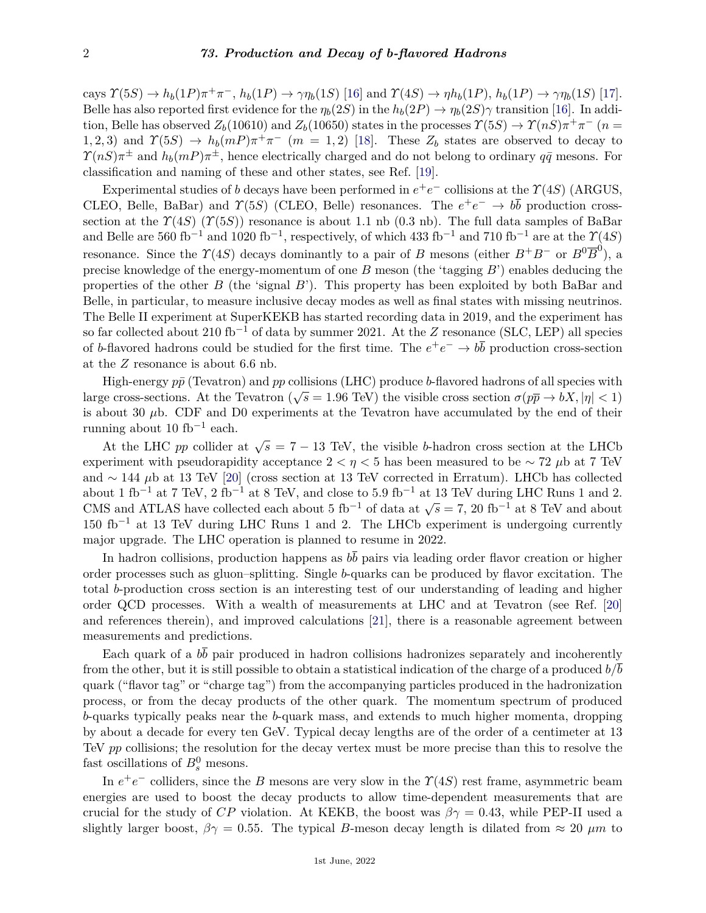cays $\Upsilon(5S) \to h_b(1P)\pi^+\pi^-$, $h_b(1P) \to \gamma\eta_b(1S)$ [16] and $\Upsilon(4S) \to \eta h_b(1P)$, $h_b(1P) \to \gamma\eta_b(1S)$ [17]. Belle has also reported first evidence for the $\eta_b(2S)$ in the $h_b(2P) \to \eta_b(2S)\gamma$ transition [16]. In addition, Belle has observed $Z_b(10610)$ and $Z_b(10650)$ states in the processes $\Upsilon(5S) \to \Upsilon(nS)\pi^+\pi^-$ ($n = 1, 2, 3$) and $\Upsilon(5S) \to h_b(mP)\pi^+\pi^-$ ($m = 1, 2$) [18]. These $Z_b$ states are observed to decay to $\Upsilon(nS)\pi^\pm$ and $h_b(mP)\pi^\pm$, hence electrically charged and do not belong to ordinary $q\bar{q}$ mesons. For classification and naming of these and other states, see Ref. [19].

Experimental studies of $b$ decays have been performed in $e^+e^-$ collisions at the $\Upsilon(4S)$ (ARGUS, CLEO, Belle, BaBar) and $\Upsilon(5S)$ (CLEO, Belle) resonances. The $e^+e^- \to b\bar{b}$ production cross-section at the $\Upsilon(4S)$ ($\Upsilon(5S)$) resonance is about 1.1 nb (0.3 nb). The full data samples of BaBar and Belle are 560 fb$^{-1}$ and 1020 fb$^{-1}$, respectively, of which 433 fb$^{-1}$ and 710 fb$^{-1}$ are at the $\Upsilon(4S)$ resonance. Since the $\Upsilon(4S)$ decays dominantly to a pair of $B$ mesons (either $B^+B^-$ or $B^0\overline{B}^0$), a precise knowledge of the energy-momentum of one $B$ meson (the 'tagging $B$') enables deducing the properties of the other $B$ (the 'signal $B$'). This property has been exploited by both BaBar and Belle, in particular, to measure inclusive decay modes as well as final states with missing neutrinos. The Belle II experiment at SuperKEKB has started recording data in 2019, and the experiment has so far collected about 210 fb$^{-1}$ of data by summer 2021. At the $Z$ resonance (SLC, LEP) all species of $b$-flavored hadrons could be studied for the first time. The $e^+e^- \to b\bar{b}$ production cross-section at the $Z$ resonance is about 6.6 nb.

High-energy $p\bar{p}$ (Tevatron) and $pp$ collisions (LHC) produce $b$-flavored hadrons of all species with large cross-sections. At the Tevatron ($\sqrt{s} = 1.96$ TeV) the visible cross section $\sigma(p\overline{p} \to bX, |\eta| < 1)$ is about 30 $\mu$b. CDF and D0 experiments at the Tevatron have accumulated by the end of their running about 10 fb$^{-1}$ each.

At the LHC $pp$ collider at $\sqrt{s} = 7 - 13$ TeV, the visible $b$-hadron cross section at the LHCb experiment with pseudorapidity acceptance $2 < \eta < 5$ has been measured to be $\sim 72$ $\mu$b at 7 TeV and $\sim 144$ $\mu$b at 13 TeV [20] (cross section at 13 TeV corrected in Erratum). LHCb has collected about 1 fb$^{-1}$ at 7 TeV, 2 fb$^{-1}$ at 8 TeV, and close to 5.9 fb$^{-1}$ at 13 TeV during LHC Runs 1 and 2. CMS and ATLAS have collected each about 5 fb$^{-1}$ of data at $\sqrt{s} = 7$, 20 fb$^{-1}$ at 8 TeV and about 150 fb$^{-1}$ at 13 TeV during LHC Runs 1 and 2. The LHCb experiment is undergoing currently major upgrade. The LHC operation is planned to resume in 2022.

In hadron collisions, production happens as $b\bar{b}$ pairs via leading order flavor creation or higher order processes such as gluon–splitting. Single $b$-quarks can be produced by flavor excitation. The total $b$-production cross section is an interesting test of our understanding of leading and higher order QCD processes. With a wealth of measurements at LHC and at Tevatron (see Ref. [20] and references therein), and improved calculations [21], there is a reasonable agreement between measurements and predictions.

Each quark of a $b\bar{b}$ pair produced in hadron collisions hadronizes separately and incoherently from the other, but it is still possible to obtain a statistical indication of the charge of a produced $b/\bar{b}$ quark ("flavor tag" or "charge tag") from the accompanying particles produced in the hadronization process, or from the decay products of the other quark. The momentum spectrum of produced $b$-quarks typically peaks near the $b$-quark mass, and extends to much higher momenta, dropping by about a decade for every ten GeV. Typical decay lengths are of the order of a centimeter at 13 TeV $pp$ collisions; the resolution for the decay vertex must be more precise than this to resolve the fast oscillations of $B^0_s$ mesons.

In $e^+e^-$ colliders, since the $B$ mesons are very slow in the $\Upsilon(4S)$ rest frame, asymmetric beam energies are used to boost the decay products to allow time-dependent measurements that are crucial for the study of $CP$ violation. At KEKB, the boost was $\beta\gamma = 0.43$, while PEP-II used a slightly larger boost, $\beta\gamma = 0.55$. The typical $B$-meson decay length is dilated from $\approx 20$ $\mu m$ to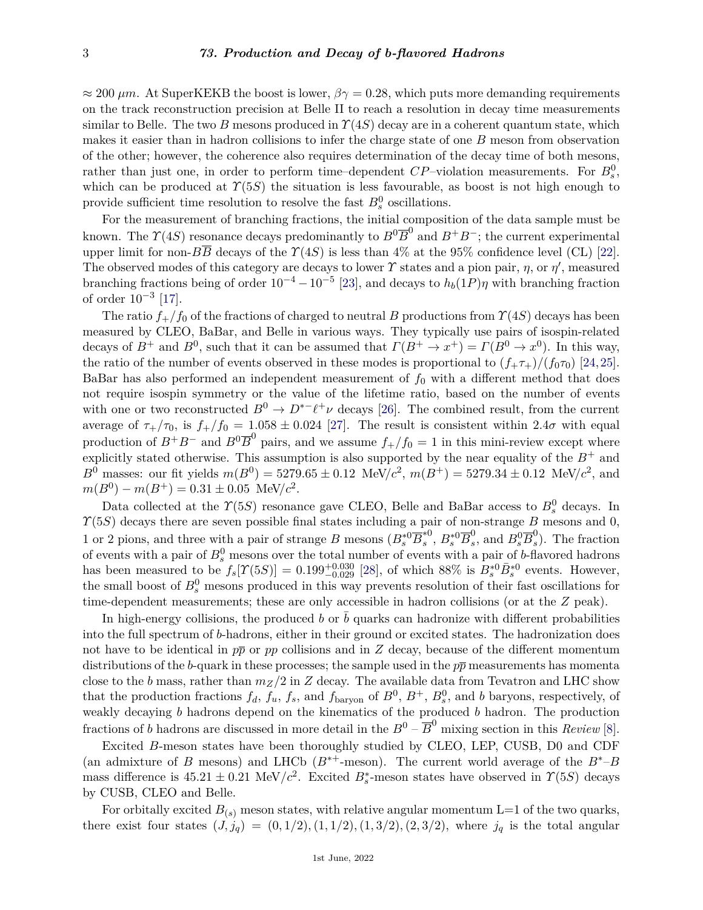$\approx 200\ \mu m$. At SuperKEKB the boost is lower, $\beta\gamma = 0.28$, which puts more demanding requirements on the track reconstruction precision at Belle II to reach a resolution in decay time measurements similar to Belle. The two $B$ mesons produced in $\Upsilon(4S)$ decay are in a coherent quantum state, which makes it easier than in hadron collisions to infer the charge state of one $B$ meson from observation of the other; however, the coherence also requires determination of the decay time of both mesons, rather than just one, in order to perform time–dependent $CP$–violation measurements. For $B_s^0$, which can be produced at $\Upsilon(5S)$ the situation is less favourable, as boost is not high enough to provide sufficient time resolution to resolve the fast $B_s^0$ oscillations.

For the measurement of branching fractions, the initial composition of the data sample must be known. The $\Upsilon(4S)$ resonance decays predominantly to $B^0\overline{B}^0$ and $B^+B^-$; the current experimental upper limit for non-$B\overline{B}$ decays of the $\Upsilon(4S)$ is less than 4% at the 95% confidence level (CL) [22]. The observed modes of this category are decays to lower $\Upsilon$ states and a pion pair, $\eta$, or $\eta'$, measured branching fractions being of order $10^{-4} - 10^{-5}$ [23], and decays to $h_b(1P)\eta$ with branching fraction of order $10^{-3}$ [17].

The ratio $f_+/f_0$ of the fractions of charged to neutral $B$ productions from $\Upsilon(4S)$ decays has been measured by CLEO, BaBar, and Belle in various ways. They typically use pairs of isospin-related decays of $B^+$ and $B^0$, such that it can be assumed that $\Gamma(B^+ \to x^+) = \Gamma(B^0 \to x^0)$. In this way, the ratio of the number of events observed in these modes is proportional to $(f_+\tau_+)/(f_0\tau_0)$ [24,25]. BaBar has also performed an independent measurement of $f_0$ with a different method that does not require isospin symmetry or the value of the lifetime ratio, based on the number of events with one or two reconstructed $B^0 \to D^{*-}\ell^+\nu$ decays [26]. The combined result, from the current average of $\tau_+/\tau_0$, is $f_+/f_0 = 1.058 \pm 0.024$ [27]. The result is consistent within $2.4\sigma$ with equal production of $B^+B^-$ and $B^0\overline{B}^0$ pairs, and we assume $f_+/f_0 = 1$ in this mini-review except where explicitly stated otherwise. This assumption is also supported by the near equality of the $B^+$ and $B^0$ masses: our fit yields $m(B^0) = 5279.65 \pm 0.12$ MeV/$c^2$, $m(B^+) = 5279.34 \pm 0.12$ MeV/$c^2$, and $m(B^0) - m(B^+) = 0.31 \pm 0.05$ MeV/$c^2$.

Data collected at the $\Upsilon(5S)$ resonance gave CLEO, Belle and BaBar access to $B_s^0$ decays. In $\Upsilon(5S)$ decays there are seven possible final states including a pair of non-strange $B$ mesons and 0, 1 or 2 pions, and three with a pair of strange $B$ mesons ($B_s^{*0}\overline{B}_s^{*0}$, $B_s^{*0}\overline{B}_s^0$, and $B_s^0\overline{B}_s^0$). The fraction of events with a pair of $B_s^0$ mesons over the total number of events with a pair of $b$-flavored hadrons has been measured to be $f_s[\Upsilon(5S)] = 0.199^{+0.030}_{-0.029}$ [28], of which 88% is $B_s^{*0}\bar{B}_s^{*0}$ events. However, the small boost of $B_s^0$ mesons produced in this way prevents resolution of their fast oscillations for time-dependent measurements; these are only accessible in hadron collisions (or at the $Z$ peak).

In high-energy collisions, the produced $b$ or $\bar{b}$ quarks can hadronize with different probabilities into the full spectrum of $b$-hadrons, either in their ground or excited states. The hadronization does not have to be identical in $p\overline{p}$ or $pp$ collisions and in $Z$ decay, because of the different momentum distributions of the $b$-quark in these processes; the sample used in the $p\overline{p}$ measurements has momenta close to the $b$ mass, rather than $m_Z/2$ in $Z$ decay. The available data from Tevatron and LHC show that the production fractions $f_d$, $f_u$, $f_s$, and $f_{\rm baryon}$ of $B^0$, $B^+$, $B_s^0$, and $b$ baryons, respectively, of weakly decaying $b$ hadrons depend on the kinematics of the produced $b$ hadron. The production fractions of $b$ hadrons are discussed in more detail in the $B^0$ – $\overline{B}^0$ mixing section in this *Review* [8].

Excited $B$-meson states have been thoroughly studied by CLEO, LEP, CUSB, D0 and CDF (an admixture of $B$ mesons) and LHCb ($B^{*+}$-meson). The current world average of the $B^*$–$B$ mass difference is $45.21 \pm 0.21$ MeV/$c^2$. Excited $B_s^*$-meson states have observed in $\Upsilon(5S)$ decays by CUSB, CLEO and Belle.

For orbitally excited $B_{(s)}$ meson states, with relative angular momentum L=1 of the two quarks, there exist four states $(J, j_q) = (0, 1/2), (1, 1/2), (1, 3/2), (2, 3/2)$, where $j_q$ is the total angular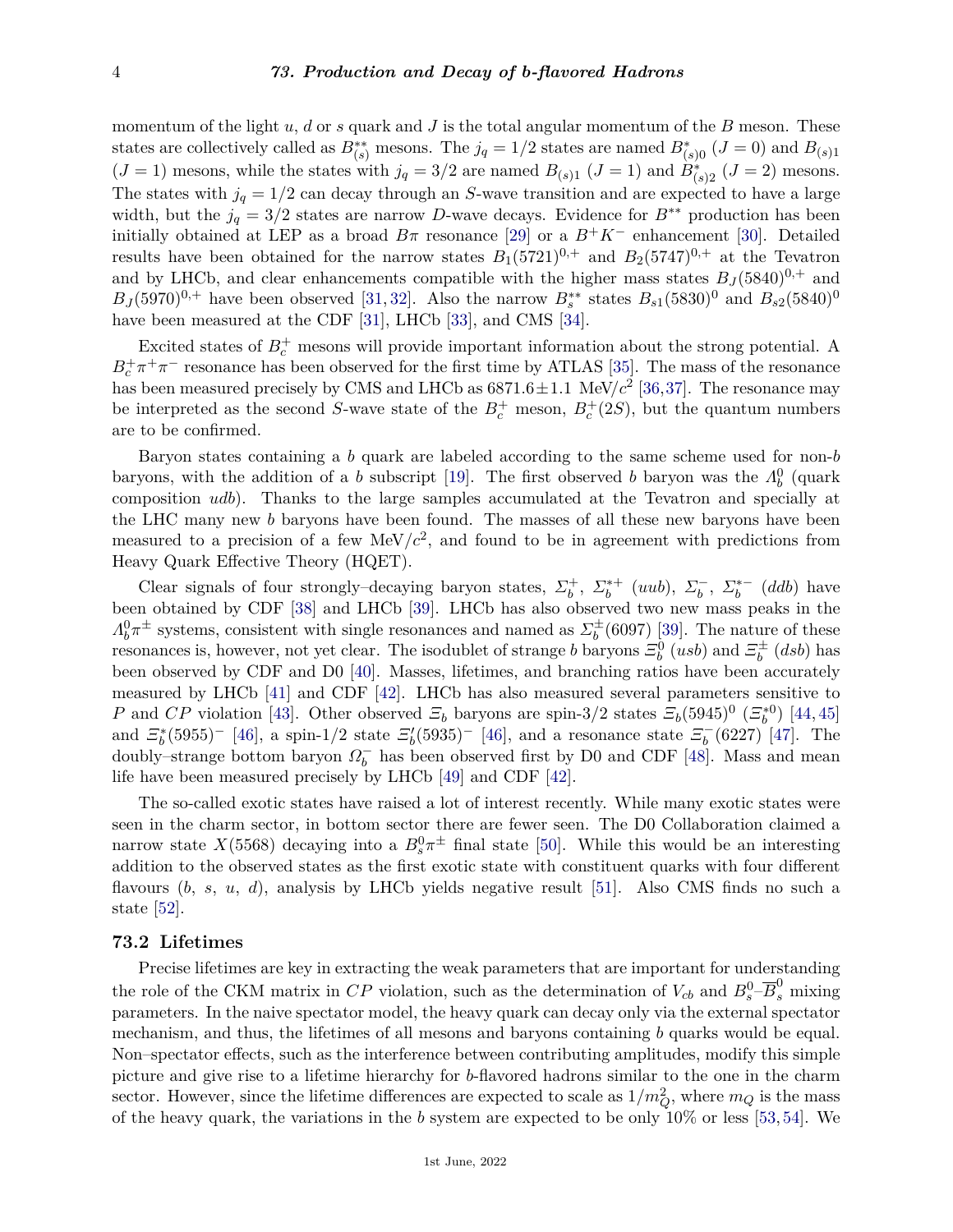momentum of the light $u$, $d$ or $s$ quark and $J$ is the total angular momentum of the $B$ meson. These states are collectively called as $B^{**}_{(s)}$ mesons. The $j_q = 1/2$ states are named $B^*_{(s)0}$ ($J = 0$) and $B_{(s)1}$ ($J = 1$) mesons, while the states with $j_q = 3/2$ are named $B_{(s)1}$ ($J = 1$) and $B^*_{(s)2}$ ($J = 2$) mesons. The states with $j_q = 1/2$ can decay through an $S$-wave transition and are expected to have a large width, but the $j_q = 3/2$ states are narrow $D$-wave decays. Evidence for $B^{**}$ production has been initially obtained at LEP as a broad $B\pi$ resonance [29] or a $B^+K^-$ enhancement [30]. Detailed results have been obtained for the narrow states $B_1(5721)^{0,+}$ and $B_2(5747)^{0,+}$ at the Tevatron and by LHCb, and clear enhancements compatible with the higher mass states $B_J(5840)^{0,+}$ and $B_J(5970)^{0,+}$ have been observed [31, 32]. Also the narrow $B^{**}_s$ states $B_{s1}(5830)^0$ and $B_{s2}(5840)^0$ have been measured at the CDF [31], LHCb [33], and CMS [34].

Excited states of $B^+_c$ mesons will provide important information about the strong potential. A $B^+_c\pi^+\pi^-$ resonance has been observed for the first time by ATLAS [35]. The mass of the resonance has been measured precisely by CMS and LHCb as $6871.6 \pm 1.1$ MeV/$c^2$ [36,37]. The resonance may be interpreted as the second $S$-wave state of the $B^+_c$ meson, $B^+_c(2S)$, but the quantum numbers are to be confirmed.

Baryon states containing a $b$ quark are labeled according to the same scheme used for non-$b$ baryons, with the addition of a $b$ subscript [19]. The first observed $b$ baryon was the $\Lambda^0_b$ (quark composition $udb$). Thanks to the large samples accumulated at the Tevatron and specially at the LHC many new $b$ baryons have been found. The masses of all these new baryons have been measured to a precision of a few MeV/$c^2$, and found to be in agreement with predictions from Heavy Quark Effective Theory (HQET).

Clear signals of four strongly–decaying baryon states, $\Sigma^+_b$, $\Sigma^{*+}_b$ ($uub$), $\Sigma^-_b$, $\Sigma^{*-}_b$ ($ddb$) have been obtained by CDF [38] and LHCb [39]. LHCb has also observed two new mass peaks in the $\Lambda^0_b\pi^\pm$ systems, consistent with single resonances and named as $\Sigma^\pm_b(6097)$ [39]. The nature of these resonances is, however, not yet clear. The isodublet of strange $b$ baryons $\Xi^0_b$ ($usb$) and $\Xi^\pm_b$ ($dsb$) has been observed by CDF and D0 [40]. Masses, lifetimes, and branching ratios have been accurately measured by LHCb [41] and CDF [42]. LHCb has also measured several parameters sensitive to $P$ and $CP$ violation [43]. Other observed $\Xi_b$ baryons are spin-3/2 states $\Xi_b(5945)^0$ ($\Xi^{*0}_b$) [44, 45] and $\Xi^*_b(5955)^-$ [46], a spin-1/2 state $\Xi'_b(5935)^-$ [46], and a resonance state $\Xi^-_b(6227)$ [47]. The doubly–strange bottom baryon $\Omega^-_b$ has been observed first by D0 and CDF [48]. Mass and mean life have been measured precisely by LHCb [49] and CDF [42].

The so-called exotic states have raised a lot of interest recently. While many exotic states were seen in the charm sector, in bottom sector there are fewer seen. The D0 Collaboration claimed a narrow state $X(5568)$ decaying into a $B^0_s\pi^\pm$ final state [50]. While this would be an interesting addition to the observed states as the first exotic state with constituent quarks with four different flavours ($b$, $s$, $u$, $d$), analysis by LHCb yields negative result [51]. Also CMS finds no such a state [52].

## 73.2 Lifetimes

Precise lifetimes are key in extracting the weak parameters that are important for understanding the role of the CKM matrix in $CP$ violation, such as the determination of $V_{cb}$ and $B^0_s$–$\overline{B}^0_s$ mixing parameters. In the naive spectator model, the heavy quark can decay only via the external spectator mechanism, and thus, the lifetimes of all mesons and baryons containing $b$ quarks would be equal. Non–spectator effects, such as the interference between contributing amplitudes, modify this simple picture and give rise to a lifetime hierarchy for $b$-flavored hadrons similar to the one in the charm sector. However, since the lifetime differences are expected to scale as $1/m^2_Q$, where $m_Q$ is the mass of the heavy quark, the variations in the $b$ system are expected to be only 10% or less [53, 54]. We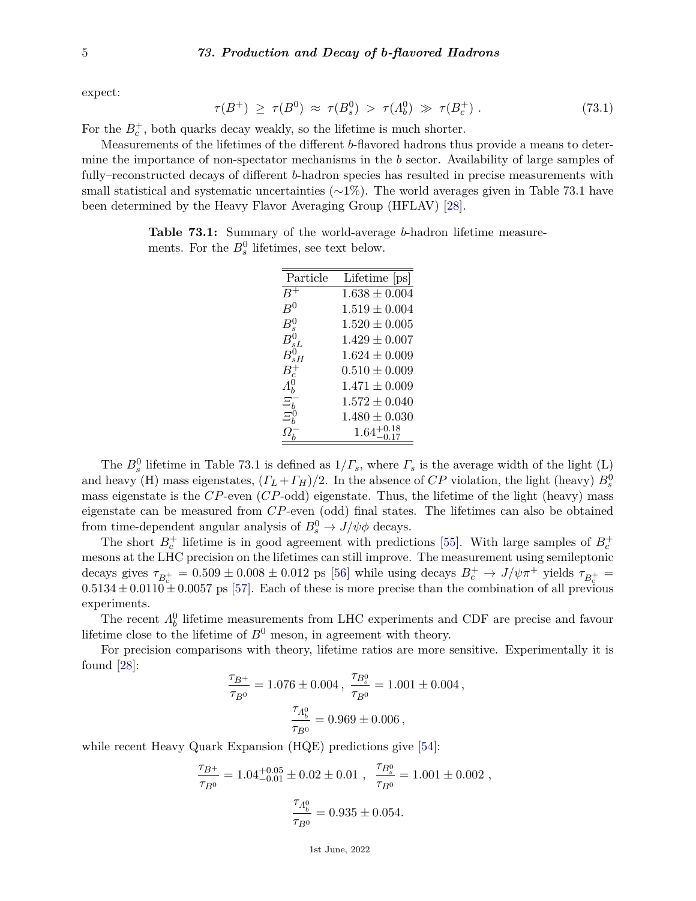expect:

$$\tau(B^+) \geq \tau(B^0) \approx \tau(B_s^0) > \tau(\Lambda_b^0) \gg \tau(B_c^+) . \tag{73.1}$$

For the $B_c^+$, both quarks decay weakly, so the lifetime is much shorter.

Measurements of the lifetimes of the different $b$-flavored hadrons thus provide a means to determine the importance of non-spectator mechanisms in the $b$ sector. Availability of large samples of fully–reconstructed decays of different $b$-hadron species has resulted in precise measurements with small statistical and systematic uncertainties (∼1%). The world averages given in Table 73.1 have been determined by the Heavy Flavor Averaging Group (HFLAV) [28].

**Table 73.1:** Summary of the world-average $b$-hadron lifetime measurements. For the $B_s^0$ lifetimes, see text below.

| Particle | Lifetime [ps] |
|---|---|
| $B^+$ | $1.638 \pm 0.004$ |
| $B^0$ | $1.519 \pm 0.004$ |
| $B_s^0$ | $1.520 \pm 0.005$ |
| $B_{sL}^0$ | $1.429 \pm 0.007$ |
| $B_{sH}^0$ | $1.624 \pm 0.009$ |
| $B_c^+$ | $0.510 \pm 0.009$ |
| $\Lambda_b^0$ | $1.471 \pm 0.009$ |
| $\Xi_b^-$ | $1.572 \pm 0.040$ |
| $\Xi_b^0$ | $1.480 \pm 0.030$ |
| $\Omega_b^-$ | $1.64^{+0.18}_{-0.17}$ |

The $B_s^0$ lifetime in Table 73.1 is defined as $1/\Gamma_s$, where $\Gamma_s$ is the average width of the light (L) and heavy (H) mass eigenstates, $(\Gamma_L + \Gamma_H)/2$. In the absence of $CP$ violation, the light (heavy) $B_s^0$ mass eigenstate is the $CP$-even ($CP$-odd) eigenstate. Thus, the lifetime of the light (heavy) mass eigenstate can be measured from $CP$-even (odd) final states. The lifetimes can also be obtained from time-dependent angular analysis of $B_s^0 \to J/\psi\phi$ decays.

The short $B_c^+$ lifetime is in good agreement with predictions [55]. With large samples of $B_c^+$ mesons at the LHC precision on the lifetimes can still improve. The measurement using semileptonic decays gives $\tau_{B_c^+} = 0.509 \pm 0.008 \pm 0.012$ ps [56] while using decays $B_c^+ \to J/\psi\pi^+$ yields $\tau_{B_c^+} = 0.5134 \pm 0.0110 \pm 0.0057$ ps [57]. Each of these is more precise than the combination of all previous experiments.

The recent $\Lambda_b^0$ lifetime measurements from LHC experiments and CDF are precise and favour lifetime close to the lifetime of $B^0$ meson, in agreement with theory.

For precision comparisons with theory, lifetime ratios are more sensitive. Experimentally it is found [28]:

$$\frac{\tau_{B^+}}{\tau_{B^0}} = 1.076 \pm 0.004\,, \; \frac{\tau_{B_s^0}}{\tau_{B^0}} = 1.001 \pm 0.004\,,$$

$$\frac{\tau_{\Lambda_b^0}}{\tau_{B^0}} = 0.969 \pm 0.006\,,$$

while recent Heavy Quark Expansion (HQE) predictions give [54]:

$$\frac{\tau_{B^+}}{\tau_{B^0}} = 1.04^{+0.05}_{-0.01} \pm 0.02 \pm 0.01\;, \;\; \frac{\tau_{B_s^0}}{\tau_{B^0}} = 1.001 \pm 0.002\;,$$

$$\frac{\tau_{\Lambda_b^0}}{\tau_{B^0}} = 0.935 \pm 0.054.$$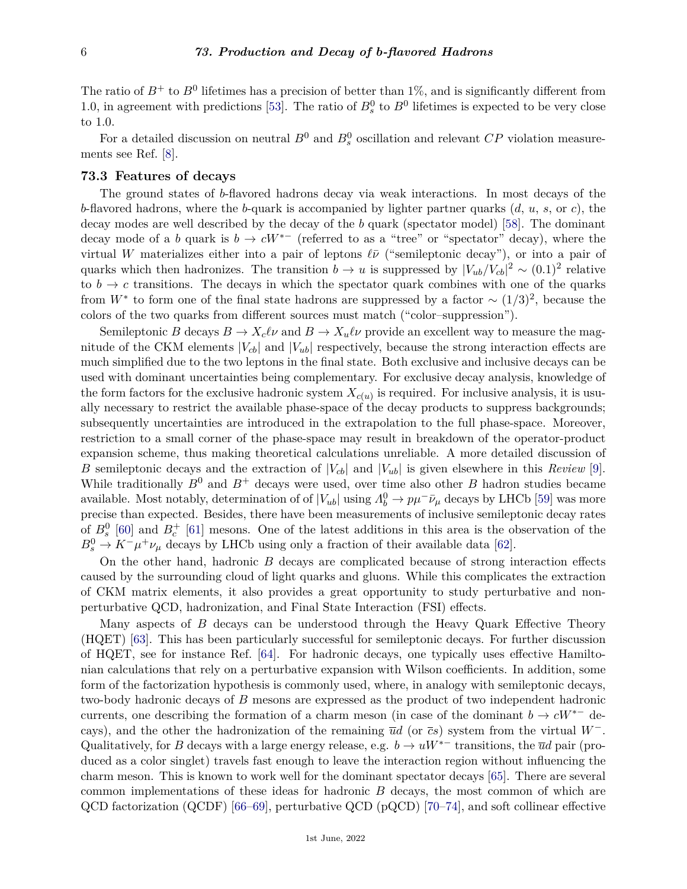The ratio of $B^+$ to $B^0$ lifetimes has a precision of better than 1%, and is significantly different from 1.0, in agreement with predictions [53]. The ratio of $B^0_s$ to $B^0$ lifetimes is expected to be very close to 1.0.

For a detailed discussion on neutral $B^0$ and $B^0_s$ oscillation and relevant $CP$ violation measurements see Ref. [8].

## 73.3 Features of decays

The ground states of $b$-flavored hadrons decay via weak interactions. In most decays of the $b$-flavored hadrons, where the $b$-quark is accompanied by lighter partner quarks ($d$, $u$, $s$, or $c$), the decay modes are well described by the decay of the $b$ quark (spectator model) [58]. The dominant decay mode of a $b$ quark is $b \to cW^{*-}$ (referred to as a "tree" or "spectator" decay), where the virtual $W$ materializes either into a pair of leptons $\ell\bar{\nu}$ ("semileptonic decay"), or into a pair of quarks which then hadronizes. The transition $b \to u$ is suppressed by $|V_{ub}/V_{cb}|^2 \sim (0.1)^2$ relative to $b \to c$ transitions. The decays in which the spectator quark combines with one of the quarks from $W^*$ to form one of the final state hadrons are suppressed by a factor $\sim (1/3)^2$, because the colors of the two quarks from different sources must match ("color–suppression").

Semileptonic $B$ decays $B \to X_c\ell\nu$ and $B \to X_u\ell\nu$ provide an excellent way to measure the magnitude of the CKM elements $|V_{cb}|$ and $|V_{ub}|$ respectively, because the strong interaction effects are much simplified due to the two leptons in the final state. Both exclusive and inclusive decays can be used with dominant uncertainties being complementary. For exclusive decay analysis, knowledge of the form factors for the exclusive hadronic system $X_{c(u)}$ is required. For inclusive analysis, it is usually necessary to restrict the available phase-space of the decay products to suppress backgrounds; subsequently uncertainties are introduced in the extrapolation to the full phase-space. Moreover, restriction to a small corner of the phase-space may result in breakdown of the operator-product expansion scheme, thus making theoretical calculations unreliable. A more detailed discussion of $B$ semileptonic decays and the extraction of $|V_{cb}|$ and $|V_{ub}|$ is given elsewhere in this *Review* [9]. While traditionally $B^0$ and $B^+$ decays were used, over time also other $B$ hadron studies became available. Most notably, determination of of $|V_{ub}|$ using $\Lambda^0_b \to p\mu^-\bar{\nu}_\mu$ decays by LHCb [59] was more precise than expected. Besides, there have been measurements of inclusive semileptonic decay rates of $B^0_s$ [60] and $B^+_c$ [61] mesons. One of the latest additions in this area is the observation of the $B^0_s \to K^-\mu^+\nu_\mu$ decays by LHCb using only a fraction of their available data [62].

On the other hand, hadronic $B$ decays are complicated because of strong interaction effects caused by the surrounding cloud of light quarks and gluons. While this complicates the extraction of CKM matrix elements, it also provides a great opportunity to study perturbative and non-perturbative QCD, hadronization, and Final State Interaction (FSI) effects.

Many aspects of $B$ decays can be understood through the Heavy Quark Effective Theory (HQET) [63]. This has been particularly successful for semileptonic decays. For further discussion of HQET, see for instance Ref. [64]. For hadronic decays, one typically uses effective Hamiltonian calculations that rely on a perturbative expansion with Wilson coefficients. In addition, some form of the factorization hypothesis is commonly used, where, in analogy with semileptonic decays, two-body hadronic decays of $B$ mesons are expressed as the product of two independent hadronic currents, one describing the formation of a charm meson (in case of the dominant $b \to cW^{*-}$ decays), and the other the hadronization of the remaining $\bar{u}d$ (or $\bar{c}s$) system from the virtual $W^-$. Qualitatively, for $B$ decays with a large energy release, e.g. $b \to uW^{*-}$ transitions, the $\bar{u}d$ pair (produced as a color singlet) travels fast enough to leave the interaction region without influencing the charm meson. This is known to work well for the dominant spectator decays [65]. There are several common implementations of these ideas for hadronic $B$ decays, the most common of which are QCD factorization (QCDF) [66–69], perturbative QCD (pQCD) [70–74], and soft collinear effective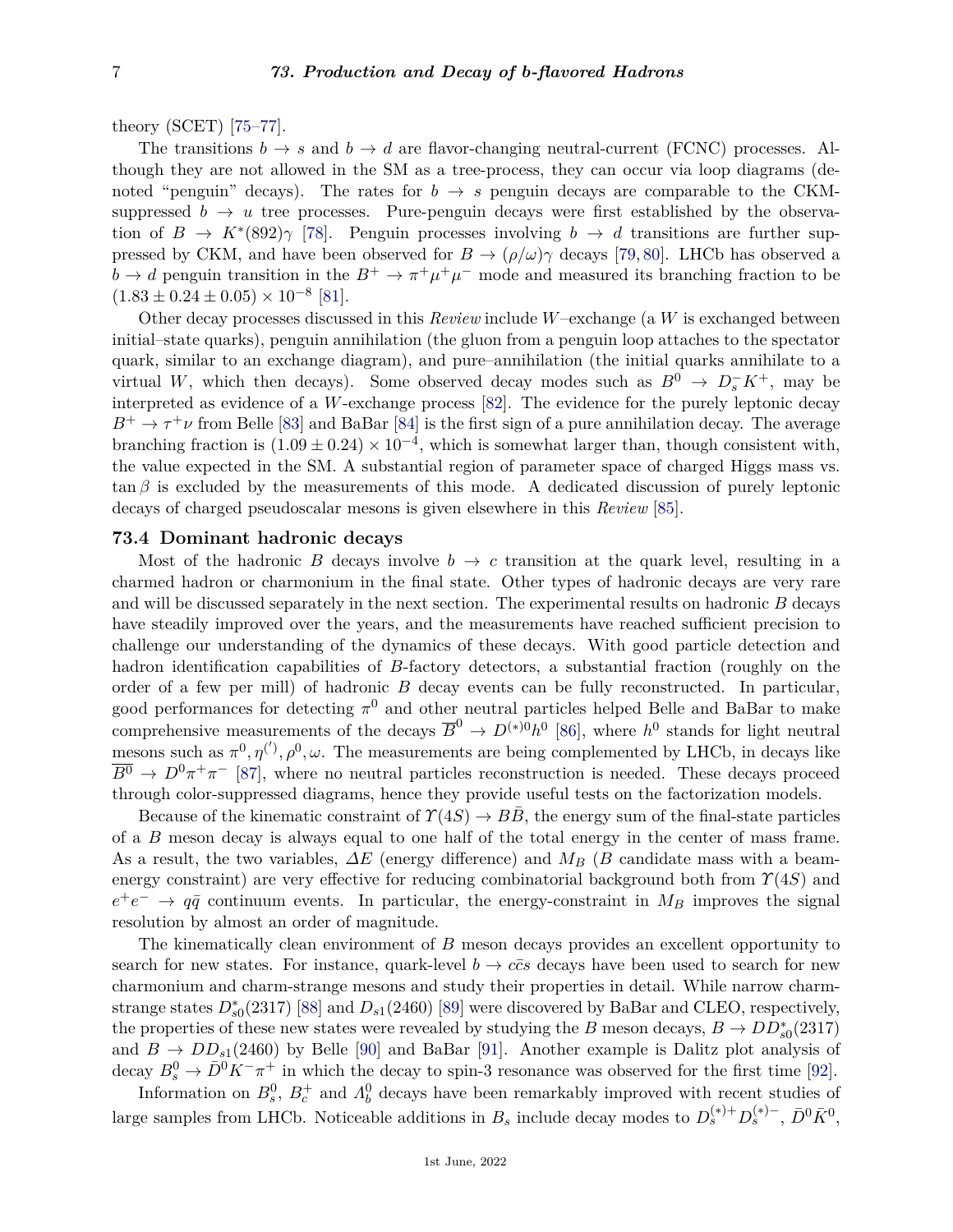theory (SCET) [75–77].

The transitions $b \to s$ and $b \to d$ are flavor-changing neutral-current (FCNC) processes. Although they are not allowed in the SM as a tree-process, they can occur via loop diagrams (denoted "penguin" decays). The rates for $b \to s$ penguin decays are comparable to the CKM-suppressed $b \to u$ tree processes. Pure-penguin decays were first established by the observation of $B \to K^*(892)\gamma$ [78]. Penguin processes involving $b \to d$ transitions are further suppressed by CKM, and have been observed for $B \to (\rho/\omega)\gamma$ decays [79, 80]. LHCb has observed a $b \to d$ penguin transition in the $B^+ \to \pi^+\mu^+\mu^-$ mode and measured its branching fraction to be $(1.83 \pm 0.24 \pm 0.05) \times 10^{-8}$ [81].

Other decay processes discussed in this *Review* include $W$–exchange (a $W$ is exchanged between initial–state quarks), penguin annihilation (the gluon from a penguin loop attaches to the spectator quark, similar to an exchange diagram), and pure–annihilation (the initial quarks annihilate to a virtual $W$, which then decays). Some observed decay modes such as $B^0 \to D_s^- K^+$, may be interpreted as evidence of a $W$-exchange process [82]. The evidence for the purely leptonic decay $B^+ \to \tau^+\nu$ from Belle [83] and BaBar [84] is the first sign of a pure annihilation decay. The average branching fraction is $(1.09 \pm 0.24) \times 10^{-4}$, which is somewhat larger than, though consistent with, the value expected in the SM. A substantial region of parameter space of charged Higgs mass vs. $\tan\beta$ is excluded by the measurements of this mode. A dedicated discussion of purely leptonic decays of charged pseudoscalar mesons is given elsewhere in this *Review* [85].

## 73.4 Dominant hadronic decays

Most of the hadronic $B$ decays involve $b \to c$ transition at the quark level, resulting in a charmed hadron or charmonium in the final state. Other types of hadronic decays are very rare and will be discussed separately in the next section. The experimental results on hadronic $B$ decays have steadily improved over the years, and the measurements have reached sufficient precision to challenge our understanding of the dynamics of these decays. With good particle detection and hadron identification capabilities of $B$-factory detectors, a substantial fraction (roughly on the order of a few per mill) of hadronic $B$ decay events can be fully reconstructed. In particular, good performances for detecting $\pi^0$ and other neutral particles helped Belle and BaBar to make comprehensive measurements of the decays $\overline{B}^0 \to D^{(*)0}h^0$ [86], where $h^0$ stands for light neutral mesons such as $\pi^0, \eta^{(')}, \rho^0, \omega$. The measurements are being complemented by LHCb, in decays like $\overline{B^0} \to D^0\pi^+\pi^-$ [87], where no neutral particles reconstruction is needed. These decays proceed through color-suppressed diagrams, hence they provide useful tests on the factorization models.

Because of the kinematic constraint of $\Upsilon(4S) \to B\bar{B}$, the energy sum of the final-state particles of a $B$ meson decay is always equal to one half of the total energy in the center of mass frame. As a result, the two variables, $\Delta E$ (energy difference) and $M_B$ ($B$ candidate mass with a beam-energy constraint) are very effective for reducing combinatorial background both from $\Upsilon(4S)$ and $e^+e^- \to q\bar{q}$ continuum events. In particular, the energy-constraint in $M_B$ improves the signal resolution by almost an order of magnitude.

The kinematically clean environment of $B$ meson decays provides an excellent opportunity to search for new states. For instance, quark-level $b \to c\bar{c}s$ decays have been used to search for new charmonium and charm-strange mesons and study their properties in detail. While narrow charm-strange states $D_{s0}^*(2317)$ [88] and $D_{s1}(2460)$ [89] were discovered by BaBar and CLEO, respectively, the properties of these new states were revealed by studying the $B$ meson decays, $B \to DD_{s0}^*(2317)$ and $B \to DD_{s1}(2460)$ by Belle [90] and BaBar [91]. Another example is Dalitz plot analysis of decay $B_s^0 \to \bar{D}^0K^-\pi^+$ in which the decay to spin-3 resonance was observed for the first time [92].

Information on $B_s^0$, $B_c^+$ and $\Lambda_b^0$ decays have been remarkably improved with recent studies of large samples from LHCb. Noticeable additions in $B_s$ include decay modes to $D_s^{(*)+}D_s^{(*)-}$, $\bar{D}^0\bar{K}^0$,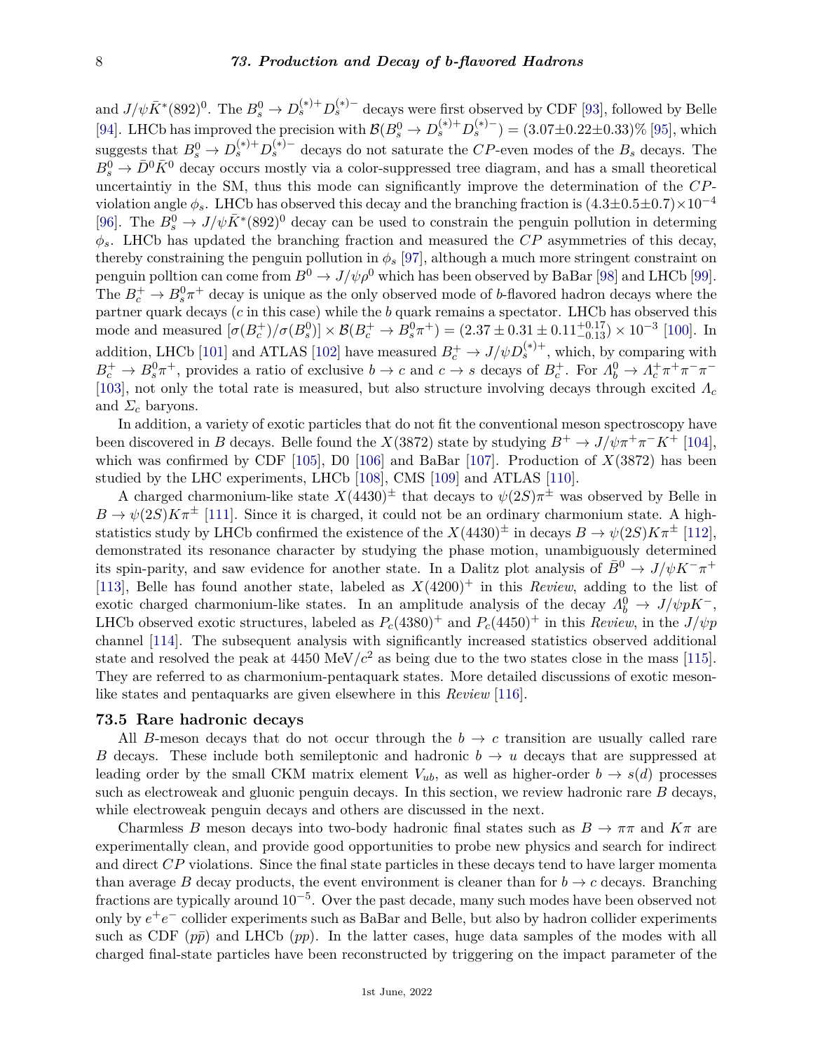and $J/\psi \bar{K}^*(892)^0$. The $B_s^0 \to D_s^{(*)+} D_s^{(*)-}$ decays were first observed by CDF [93], followed by Belle [94]. LHCb has improved the precision with $\mathcal{B}(B_s^0 \to D_s^{(*)+} D_s^{(*)-}) = (3.07\pm0.22\pm0.33)\%$ [95], which suggests that $B_s^0 \to D_s^{(*)+} D_s^{(*)-}$ decays do not saturate the $CP$-even modes of the $B_s$ decays. The $B_s^0 \to \bar{D}^0 \bar{K}^0$ decay occurs mostly via a color-suppressed tree diagram, and has a small theoretical uncertaintiy in the SM, thus this mode can significantly improve the determination of the $CP$-violation angle $\phi_s$. LHCb has observed this decay and the branching fraction is $(4.3\pm0.5\pm0.7)\times10^{-4}$ [96]. The $B_s^0 \to J/\psi \bar{K}^*(892)^0$ decay can be used to constrain the penguin pollution in determing $\phi_s$. LHCb has updated the branching fraction and measured the $CP$ asymmetries of this decay, thereby constraining the penguin pollution in $\phi_s$ [97], although a much more stringent constraint on penguin polltion can come from $B^0 \to J/\psi \rho^0$ which has been observed by BaBar [98] and LHCb [99]. The $B_c^+ \to B_s^0 \pi^+$ decay is unique as the only observed mode of $b$-flavored hadron decays where the partner quark decays ($c$ in this case) while the $b$ quark remains a spectator. LHCb has observed this mode and measured $[\sigma(B_c^+)/\sigma(B_s^0)] \times \mathcal{B}(B_c^+ \to B_s^0 \pi^+) = (2.37 \pm 0.31 \pm 0.11^{+0.17}_{-0.13}) \times 10^{-3}$ [100]. In addition, LHCb [101] and ATLAS [102] have measured $B_c^+ \to J/\psi D_s^{(*)+}$, which, by comparing with $B_c^+ \to B_s^0 \pi^+$, provides a ratio of exclusive $b \to c$ and $c \to s$ decays of $B_c^+$. For $\Lambda_b^0 \to \Lambda_c^+ \pi^+ \pi^- \pi^-$ [103], not only the total rate is measured, but also structure involving decays through excited $\Lambda_c$ and $\Sigma_c$ baryons.

In addition, a variety of exotic particles that do not fit the conventional meson spectroscopy have been discovered in $B$ decays. Belle found the $X(3872)$ state by studying $B^+ \to J/\psi \pi^+ \pi^- K^+$ [104], which was confirmed by CDF [105], D0 [106] and BaBar [107]. Production of $X(3872)$ has been studied by the LHC experiments, LHCb [108], CMS [109] and ATLAS [110].

A charged charmonium-like state $X(4430)^\pm$ that decays to $\psi(2S)\pi^\pm$ was observed by Belle in $B \to \psi(2S) K \pi^\pm$ [111]. Since it is charged, it could not be an ordinary charmonium state. A high-statistics study by LHCb confirmed the existence of the $X(4430)^\pm$ in decays $B \to \psi(2S) K \pi^\pm$ [112], demonstrated its resonance character by studying the phase motion, unambiguously determined its spin-parity, and saw evidence for another state. In a Dalitz plot analysis of $\bar{B}^0 \to J/\psi K^- \pi^+$ [113], Belle has found another state, labeled as $X(4200)^+$ in this *Review*, adding to the list of exotic charged charmonium-like states. In an amplitude analysis of the decay $\Lambda_b^0 \to J/\psi p K^-$, LHCb observed exotic structures, labeled as $P_c(4380)^+$ and $P_c(4450)^+$ in this *Review*, in the $J/\psi p$ channel [114]. The subsequent analysis with significantly increased statistics observed additional state and resolved the peak at 4450 MeV/$c^2$ as being due to the two states close in the mass [115]. They are referred to as charmonium-pentaquark states. More detailed discussions of exotic meson-like states and pentaquarks are given elsewhere in this *Review* [116].

### 73.5 Rare hadronic decays

All $B$-meson decays that do not occur through the $b \to c$ transition are usually called rare $B$ decays. These include both semileptonic and hadronic $b \to u$ decays that are suppressed at leading order by the small CKM matrix element $V_{ub}$, as well as higher-order $b \to s(d)$ processes such as electroweak and gluonic penguin decays. In this section, we review hadronic rare $B$ decays, while electroweak penguin decays and others are discussed in the next.

Charmless $B$ meson decays into two-body hadronic final states such as $B \to \pi\pi$ and $K\pi$ are experimentally clean, and provide good opportunities to probe new physics and search for indirect and direct $CP$ violations. Since the final state particles in these decays tend to have larger momenta than average $B$ decay products, the event environment is cleaner than for $b \to c$ decays. Branching fractions are typically around $10^{-5}$. Over the past decade, many such modes have been observed not only by $e^+e^-$ collider experiments such as BaBar and Belle, but also by hadron collider experiments such as CDF ($p\bar{p}$) and LHCb ($pp$). In the latter cases, huge data samples of the modes with all charged final-state particles have been reconstructed by triggering on the impact parameter of the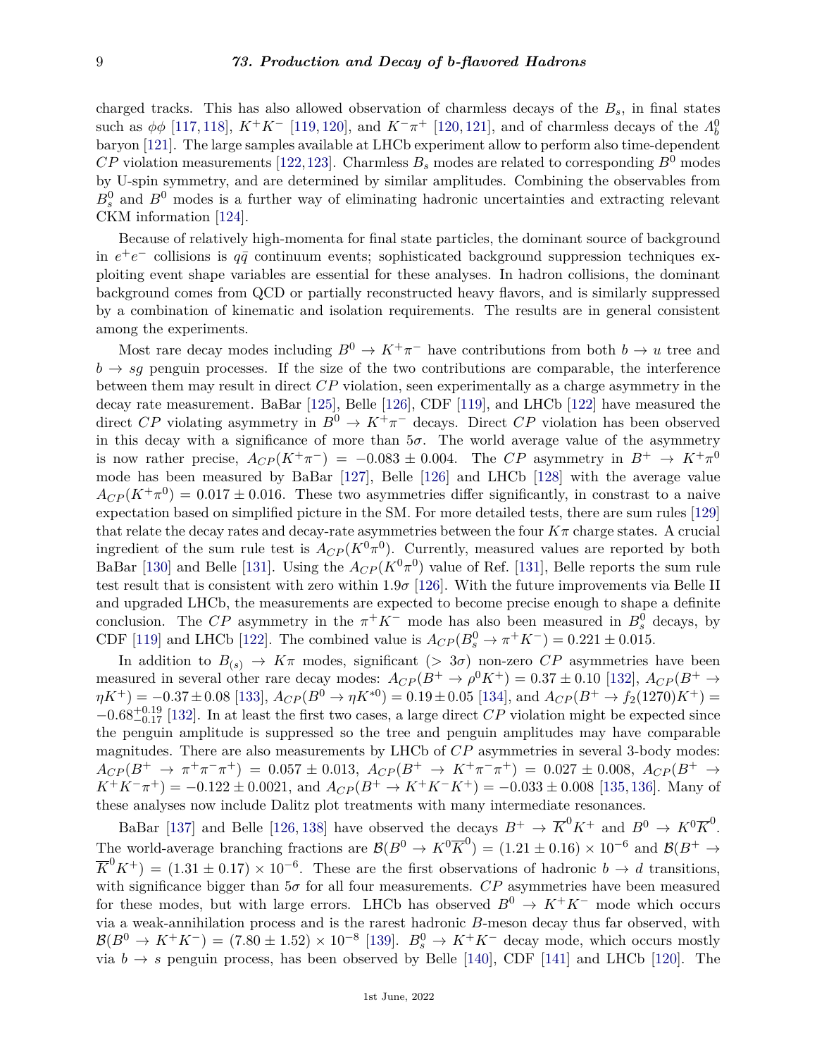charged tracks. This has also allowed observation of charmless decays of the $B_s$, in final states such as $\phi\phi$ [117, 118], $K^+K^-$ [119, 120], and $K^-\pi^+$ [120, 121], and of charmless decays of the $\Lambda_b^0$ baryon [121]. The large samples available at LHCb experiment allow to perform also time-dependent $CP$ violation measurements [122, 123]. Charmless $B_s$ modes are related to corresponding $B^0$ modes by U-spin symmetry, and are determined by similar amplitudes. Combining the observables from $B_s^0$ and $B^0$ modes is a further way of eliminating hadronic uncertainties and extracting relevant CKM information [124].

Because of relatively high-momenta for final state particles, the dominant source of background in $e^+e^-$ collisions is $q\bar{q}$ continuum events; sophisticated background suppression techniques exploiting event shape variables are essential for these analyses. In hadron collisions, the dominant background comes from QCD or partially reconstructed heavy flavors, and is similarly suppressed by a combination of kinematic and isolation requirements. The results are in general consistent among the experiments.

Most rare decay modes including $B^0 \to K^+\pi^-$ have contributions from both $b \to u$ tree and $b \to sg$ penguin processes. If the size of the two contributions are comparable, the interference between them may result in direct $CP$ violation, seen experimentally as a charge asymmetry in the decay rate measurement. BaBar [125], Belle [126], CDF [119], and LHCb [122] have measured the direct $CP$ violating asymmetry in $B^0 \to K^+\pi^-$ decays. Direct $CP$ violation has been observed in this decay with a significance of more than $5\sigma$. The world average value of the asymmetry is now rather precise, $A_{CP}(K^+\pi^-) = -0.083 \pm 0.004$. The $CP$ asymmetry in $B^+ \to K^+\pi^0$ mode has been measured by BaBar [127], Belle [126] and LHCb [128] with the average value $A_{CP}(K^+\pi^0) = 0.017 \pm 0.016$. These two asymmetries differ significantly, in constrast to a naive expectation based on simplified picture in the SM. For more detailed tests, there are sum rules [129] that relate the decay rates and decay-rate asymmetries between the four $K\pi$ charge states. A crucial ingredient of the sum rule test is $A_{CP}(K^0\pi^0)$. Currently, measured values are reported by both BaBar [130] and Belle [131]. Using the $A_{CP}(K^0\pi^0)$ value of Ref. [131], Belle reports the sum rule test result that is consistent with zero within $1.9\sigma$ [126]. With the future improvements via Belle II and upgraded LHCb, the measurements are expected to become precise enough to shape a definite conclusion. The $CP$ asymmetry in the $\pi^+K^-$ mode has also been measured in $B_s^0$ decays, by CDF [119] and LHCb [122]. The combined value is $A_{CP}(B_s^0 \to \pi^+K^-) = 0.221 \pm 0.015$.

In addition to $B_{(s)} \to K\pi$ modes, significant ($> 3\sigma$) non-zero $CP$ asymmetries have been measured in several other rare decay modes: $A_{CP}(B^+ \to \rho^0K^+) = 0.37 \pm 0.10$ [132], $A_{CP}(B^+ \to \eta K^+) = -0.37 \pm 0.08$ [133], $A_{CP}(B^0 \to \eta K^{*0}) = 0.19 \pm 0.05$ [134], and $A_{CP}(B^+ \to f_2(1270)K^+) = -0.68^{+0.19}_{-0.17}$ [132]. In at least the first two cases, a large direct $CP$ violation might be expected since the penguin amplitude is suppressed so the tree and penguin amplitudes may have comparable magnitudes. There are also measurements by LHCb of $CP$ asymmetries in several 3-body modes: $A_{CP}(B^+ \to \pi^+\pi^-\pi^+) = 0.057 \pm 0.013$, $A_{CP}(B^+ \to K^+\pi^-\pi^+) = 0.027 \pm 0.008$, $A_{CP}(B^+ \to K^+K^-\pi^+) = -0.122 \pm 0.0021$, and $A_{CP}(B^+ \to K^+K^-K^+) = -0.033 \pm 0.008$ [135, 136]. Many of these analyses now include Dalitz plot treatments with many intermediate resonances.

BaBar [137] and Belle [126, 138] have observed the decays $B^+ \to \overline{K}^0K^+$ and $B^0 \to K^0\overline{K}^0$. The world-average branching fractions are $\mathcal{B}(B^0 \to K^0\overline{K}^0) = (1.21 \pm 0.16) \times 10^{-6}$ and $\mathcal{B}(B^+ \to \overline{K}^0K^+) = (1.31 \pm 0.17) \times 10^{-6}$. These are the first observations of hadronic $b \to d$ transitions, with significance bigger than $5\sigma$ for all four measurements. $CP$ asymmetries have been measured for these modes, but with large errors. LHCb has observed $B^0 \to K^+K^-$ mode which occurs via a weak-annihilation process and is the rarest hadronic $B$-meson decay thus far observed, with $\mathcal{B}(B^0 \to K^+K^-) = (7.80 \pm 1.52) \times 10^{-8}$ [139]. $B_s^0 \to K^+K^-$ decay mode, which occurs mostly via $b \to s$ penguin process, has been observed by Belle [140], CDF [141] and LHCb [120]. The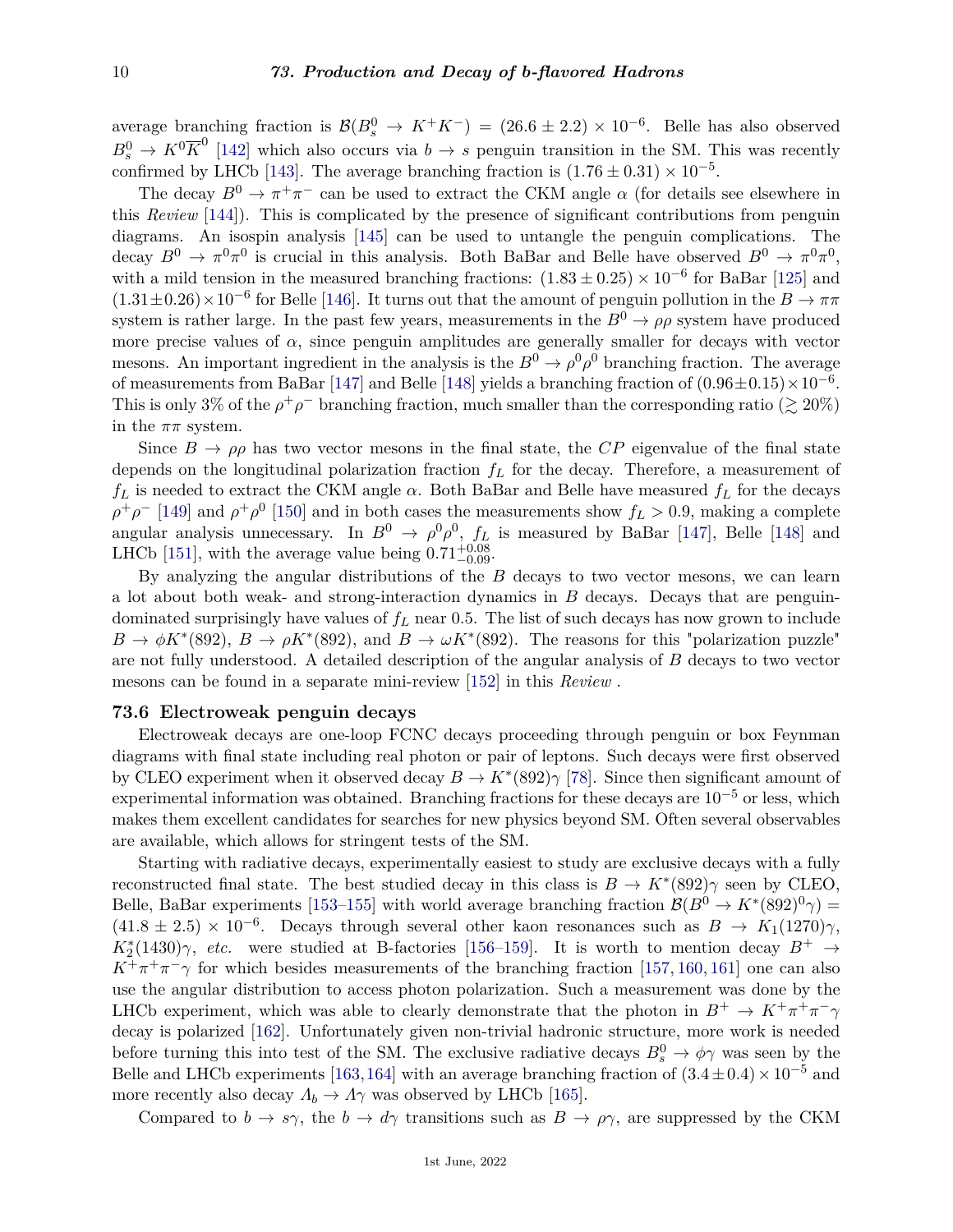average branching fraction is $\mathcal{B}(B_s^0 \to K^+K^-) = (26.6 \pm 2.2) \times 10^{-6}$. Belle has also observed $B_s^0 \to K^0\overline{K}^0$ [142] which also occurs via $b \to s$ penguin transition in the SM. This was recently confirmed by LHCb [143]. The average branching fraction is $(1.76 \pm 0.31) \times 10^{-5}$.

The decay $B^0 \to \pi^+\pi^-$ can be used to extract the CKM angle $\alpha$ (for details see elsewhere in this *Review* [144]). This is complicated by the presence of significant contributions from penguin diagrams. An isospin analysis [145] can be used to untangle the penguin complications. The decay $B^0 \to \pi^0\pi^0$ is crucial in this analysis. Both BaBar and Belle have observed $B^0 \to \pi^0\pi^0$, with a mild tension in the measured branching fractions: $(1.83 \pm 0.25) \times 10^{-6}$ for BaBar [125] and $(1.31 \pm 0.26) \times 10^{-6}$ for Belle [146]. It turns out that the amount of penguin pollution in the $B \to \pi\pi$ system is rather large. In the past few years, measurements in the $B^0 \to \rho\rho$ system have produced more precise values of $\alpha$, since penguin amplitudes are generally smaller for decays with vector mesons. An important ingredient in the analysis is the $B^0 \to \rho^0\rho^0$ branching fraction. The average of measurements from BaBar [147] and Belle [148] yields a branching fraction of $(0.96 \pm 0.15) \times 10^{-6}$. This is only 3% of the $\rho^+\rho^-$ branching fraction, much smaller than the corresponding ratio ($\gtrsim 20\%$) in the $\pi\pi$ system.

Since $B \to \rho\rho$ has two vector mesons in the final state, the $CP$ eigenvalue of the final state depends on the longitudinal polarization fraction $f_L$ for the decay. Therefore, a measurement of $f_L$ is needed to extract the CKM angle $\alpha$. Both BaBar and Belle have measured $f_L$ for the decays $\rho^+\rho^-$ [149] and $\rho^+\rho^0$ [150] and in both cases the measurements show $f_L > 0.9$, making a complete angular analysis unnecessary. In $B^0 \to \rho^0\rho^0$, $f_L$ is measured by BaBar [147], Belle [148] and LHCb [151], with the average value being $0.71^{+0.08}_{-0.09}$.

By analyzing the angular distributions of the $B$ decays to two vector mesons, we can learn a lot about both weak- and strong-interaction dynamics in $B$ decays. Decays that are penguin-dominated surprisingly have values of $f_L$ near 0.5. The list of such decays has now grown to include $B \to \phi K^*(892)$, $B \to \rho K^*(892)$, and $B \to \omega K^*(892)$. The reasons for this "polarization puzzle" are not fully understood. A detailed description of the angular analysis of $B$ decays to two vector mesons can be found in a separate mini-review [152] in this *Review* .

### 73.6 Electroweak penguin decays

Electroweak decays are one-loop FCNC decays proceeding through penguin or box Feynman diagrams with final state including real photon or pair of leptons. Such decays were first observed by CLEO experiment when it observed decay $B \to K^*(892)\gamma$ [78]. Since then significant amount of experimental information was obtained. Branching fractions for these decays are $10^{-5}$ or less, which makes them excellent candidates for searches for new physics beyond SM. Often several observables are available, which allows for stringent tests of the SM.

Starting with radiative decays, experimentally easiest to study are exclusive decays with a fully reconstructed final state. The best studied decay in this class is $B \to K^*(892)\gamma$ seen by CLEO, Belle, BaBar experiments [153–155] with world average branching fraction $\mathcal{B}(B^0 \to K^*(892)^0\gamma) = (41.8 \pm 2.5) \times 10^{-6}$. Decays through several other kaon resonances such as $B \to K_1(1270)\gamma$, $K_2^*(1430)\gamma$, *etc.* were studied at B-factories [156–159]. It is worth to mention decay $B^+ \to K^+\pi^+\pi^-\gamma$ for which besides measurements of the branching fraction [157, 160, 161] one can also use the angular distribution to access photon polarization. Such a measurement was done by the LHCb experiment, which was able to clearly demonstrate that the photon in $B^+ \to K^+\pi^+\pi^-\gamma$ decay is polarized [162]. Unfortunately given non-trivial hadronic structure, more work is needed before turning this into test of the SM. The exclusive radiative decays $B_s^0 \to \phi\gamma$ was seen by the Belle and LHCb experiments [163, 164] with an average branching fraction of $(3.4 \pm 0.4) \times 10^{-5}$ and more recently also decay $\Lambda_b \to \Lambda\gamma$ was observed by LHCb [165].

Compared to $b \to s\gamma$, the $b \to d\gamma$ transitions such as $B \to \rho\gamma$, are suppressed by the CKM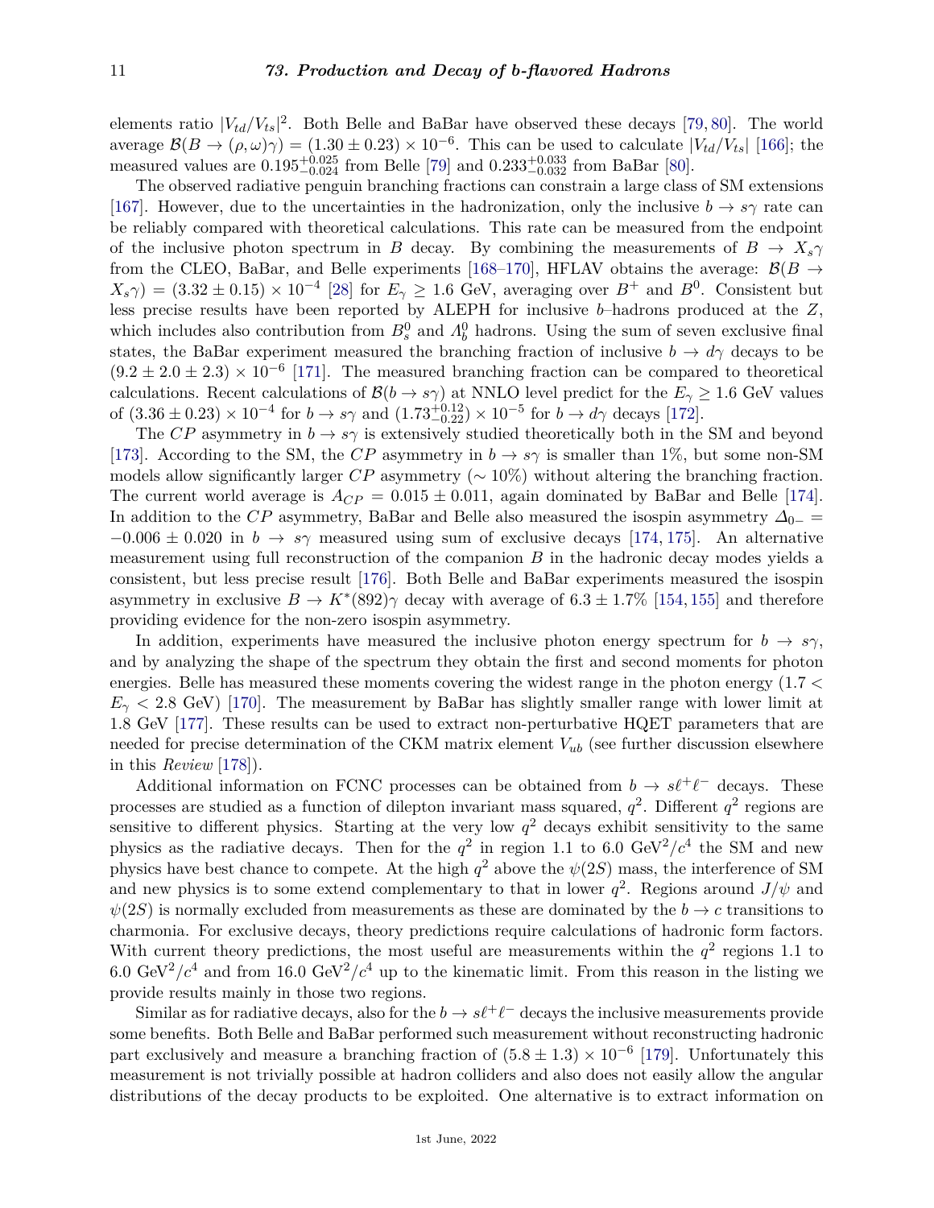elements ratio $|V_{td}/V_{ts}|^2$. Both Belle and BaBar have observed these decays [79, 80]. The world average $\mathcal{B}(B \to (\rho, \omega)\gamma) = (1.30 \pm 0.23) \times 10^{-6}$. This can be used to calculate $|V_{td}/V_{ts}|$ [166]; the measured values are $0.195^{+0.025}_{-0.024}$ from Belle [79] and $0.233^{+0.033}_{-0.032}$ from BaBar [80].

The observed radiative penguin branching fractions can constrain a large class of SM extensions [167]. However, due to the uncertainties in the hadronization, only the inclusive $b \to s\gamma$ rate can be reliably compared with theoretical calculations. This rate can be measured from the endpoint of the inclusive photon spectrum in $B$ decay. By combining the measurements of $B \to X_s\gamma$ from the CLEO, BaBar, and Belle experiments [168–170], HFLAV obtains the average: $\mathcal{B}(B \to X_s\gamma) = (3.32 \pm 0.15) \times 10^{-4}$ [28] for $E_\gamma \geq 1.6$ GeV, averaging over $B^+$ and $B^0$. Consistent but less precise results have been reported by ALEPH for inclusive $b$–hadrons produced at the $Z$, which includes also contribution from $B_s^0$ and $\Lambda_b^0$ hadrons. Using the sum of seven exclusive final states, the BaBar experiment measured the branching fraction of inclusive $b \to d\gamma$ decays to be $(9.2 \pm 2.0 \pm 2.3) \times 10^{-6}$ [171]. The measured branching fraction can be compared to theoretical calculations. Recent calculations of $\mathcal{B}(b \to s\gamma)$ at NNLO level predict for the $E_\gamma \geq 1.6$ GeV values of $(3.36 \pm 0.23) \times 10^{-4}$ for $b \to s\gamma$ and $(1.73^{+0.12}_{-0.22}) \times 10^{-5}$ for $b \to d\gamma$ decays [172].

The $CP$ asymmetry in $b \to s\gamma$ is extensively studied theoretically both in the SM and beyond [173]. According to the SM, the $CP$ asymmetry in $b \to s\gamma$ is smaller than 1%, but some non-SM models allow significantly larger $CP$ asymmetry ($\sim 10\%$) without altering the branching fraction. The current world average is $A_{CP} = 0.015 \pm 0.011$, again dominated by BaBar and Belle [174]. In addition to the $CP$ asymmetry, BaBar and Belle also measured the isospin asymmetry $\Delta_{0-} = -0.006 \pm 0.020$ in $b \to s\gamma$ measured using sum of exclusive decays [174, 175]. An alternative measurement using full reconstruction of the companion $B$ in the hadronic decay modes yields a consistent, but less precise result [176]. Both Belle and BaBar experiments measured the isospin asymmetry in exclusive $B \to K^*(892)\gamma$ decay with average of $6.3 \pm 1.7\%$ [154, 155] and therefore providing evidence for the non-zero isospin asymmetry.

In addition, experiments have measured the inclusive photon energy spectrum for $b \to s\gamma$, and by analyzing the shape of the spectrum they obtain the first and second moments for photon energies. Belle has measured these moments covering the widest range in the photon energy ($1.7 < E_\gamma < 2.8$ GeV) [170]. The measurement by BaBar has slightly smaller range with lower limit at 1.8 GeV [177]. These results can be used to extract non-perturbative HQET parameters that are needed for precise determination of the CKM matrix element $V_{ub}$ (see further discussion elsewhere in this *Review* [178]).

Additional information on FCNC processes can be obtained from $b \to s\ell^+\ell^-$ decays. These processes are studied as a function of dilepton invariant mass squared, $q^2$. Different $q^2$ regions are sensitive to different physics. Starting at the very low $q^2$ decays exhibit sensitivity to the same physics as the radiative decays. Then for the $q^2$ in region 1.1 to 6.0 GeV$^2/c^4$ the SM and new physics have best chance to compete. At the high $q^2$ above the $\psi(2S)$ mass, the interference of SM and new physics is to some extend complementary to that in lower $q^2$. Regions around $J/\psi$ and $\psi(2S)$ is normally excluded from measurements as these are dominated by the $b \to c$ transitions to charmonia. For exclusive decays, theory predictions require calculations of hadronic form factors. With current theory predictions, the most useful are measurements within the $q^2$ regions 1.1 to 6.0 GeV$^2/c^4$ and from 16.0 GeV$^2/c^4$ up to the kinematic limit. From this reason in the listing we provide results mainly in those two regions.

Similar as for radiative decays, also for the $b \to s\ell^+\ell^-$ decays the inclusive measurements provide some benefits. Both Belle and BaBar performed such measurement without reconstructing hadronic part exclusively and measure a branching fraction of $(5.8 \pm 1.3) \times 10^{-6}$ [179]. Unfortunately this measurement is not trivially possible at hadron colliders and also does not easily allow the angular distributions of the decay products to be exploited. One alternative is to extract information on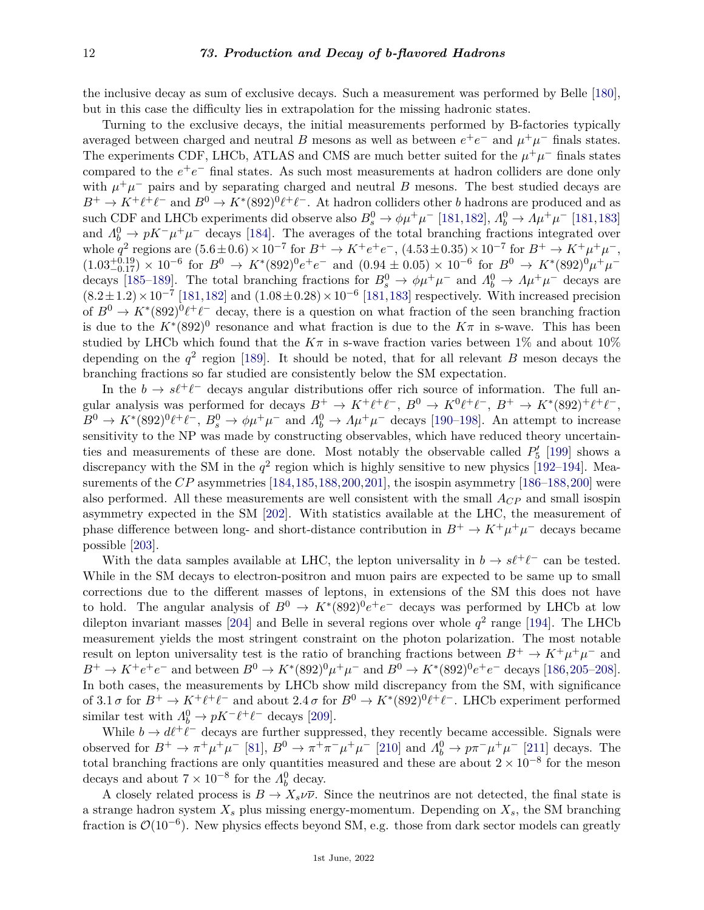the inclusive decay as sum of exclusive decays. Such a measurement was performed by Belle [180], but in this case the difficulty lies in extrapolation for the missing hadronic states.

Turning to the exclusive decays, the initial measurements performed by B-factories typically averaged between charged and neutral $B$ mesons as well as between $e^+e^-$ and $\mu^+\mu^-$ finals states. The experiments CDF, LHCb, ATLAS and CMS are much better suited for the $\mu^+\mu^-$ finals states compared to the $e^+e^-$ final states. As such most measurements at hadron colliders are done only with $\mu^+\mu^-$ pairs and by separating charged and neutral $B$ mesons. The best studied decays are $B^+ \to K^+\ell^+\ell^-$ and $B^0 \to K^*(892)^0\ell^+\ell^-$. At hadron colliders other $b$ hadrons are produced and as such CDF and LHCb experiments did observe also $B^0_s \to \phi\mu^+\mu^-$ [181,182], $\Lambda^0_b \to \Lambda\mu^+\mu^-$ [181,183] and $\Lambda^0_b \to pK^-\mu^+\mu^-$ decays [184]. The averages of the total branching fractions integrated over whole $q^2$ regions are $(5.6 \pm 0.6) \times 10^{-7}$ for $B^+ \to K^+e^+e^-$, $(4.53 \pm 0.35) \times 10^{-7}$ for $B^+ \to K^+\mu^+\mu^-$, $(1.03^{+0.19}_{-0.17}) \times 10^{-6}$ for $B^0 \to K^*(892)^0e^+e^-$ and $(0.94 \pm 0.05) \times 10^{-6}$ for $B^0 \to K^*(892)^0\mu^+\mu^-$ decays [185–189]. The total branching fractions for $B^0_s \to \phi\mu^+\mu^-$ and $\Lambda^0_b \to \Lambda\mu^+\mu^-$ decays are $(8.2 \pm 1.2) \times 10^{-7}$ [181,182] and $(1.08 \pm 0.28) \times 10^{-6}$ [181,183] respectively. With increased precision of $B^0 \to K^*(892)^0\ell^+\ell^-$ decay, there is a question on what fraction of the seen branching fraction is due to the $K^*(892)^0$ resonance and what fraction is due to the $K\pi$ in s-wave. This has been studied by LHCb which found that the $K\pi$ in s-wave fraction varies between 1% and about 10% depending on the $q^2$ region [189]. It should be noted, that for all relevant $B$ meson decays the branching fractions so far studied are consistently below the SM expectation.

In the $b \to s\ell^+\ell^-$ decays angular distributions offer rich source of information. The full angular analysis was performed for decays $B^+ \to K^+\ell^+\ell^-$, $B^0 \to K^0\ell^+\ell^-$, $B^+ \to K^*(892)^+\ell^+\ell^-$, $B^0 \to K^*(892)^0\ell^+\ell^-$, $B^0_s \to \phi\mu^+\mu^-$ and $\Lambda^0_b \to \Lambda\mu^+\mu^-$ decays [190–198]. An attempt to increase sensitivity to the NP was made by constructing observables, which have reduced theory uncertainties and measurements of these are done. Most notably the observable called $P'_5$ [199] shows a discrepancy with the SM in the $q^2$ region which is highly sensitive to new physics [192–194]. Measurements of the $CP$ asymmetries [184,185,188,200,201], the isospin asymmetry [186–188,200] were also performed. All these measurements are well consistent with the small $A_{CP}$ and small isospin asymmetry expected in the SM [202]. With statistics available at the LHC, the measurement of phase difference between long- and short-distance contribution in $B^+ \to K^+\mu^+\mu^-$ decays became possible [203].

With the data samples available at LHC, the lepton universality in $b \to s\ell^+\ell^-$ can be tested. While in the SM decays to electron-positron and muon pairs are expected to be same up to small corrections due to the different masses of leptons, in extensions of the SM this does not have to hold. The angular analysis of $B^0 \to K^*(892)^0e^+e^-$ decays was performed by LHCb at low dilepton invariant masses [204] and Belle in several regions over whole $q^2$ range [194]. The LHCb measurement yields the most stringent constraint on the photon polarization. The most notable result on lepton universality test is the ratio of branching fractions between $B^+ \to K^+\mu^+\mu^-$ and $B^+ \to K^+e^+e^-$ and between $B^0 \to K^*(892)^0\mu^+\mu^-$ and $B^0 \to K^*(892)^0e^+e^-$ decays [186,205–208]. In both cases, the measurements by LHCb show mild discrepancy from the SM, with significance of $3.1\,\sigma$ for $B^+ \to K^+\ell^+\ell^-$ and about $2.4\,\sigma$ for $B^0 \to K^*(892)^0\ell^+\ell^-$. LHCb experiment performed similar test with $\Lambda^0_b \to pK^-\ell^+\ell^-$ decays [209].

While $b \to d\ell^+\ell^-$ decays are further suppressed, they recently became accessible. Signals were observed for $B^+ \to \pi^+\mu^+\mu^-$ [81], $B^0 \to \pi^+\pi^-\mu^+\mu^-$ [210] and $\Lambda^0_b \to p\pi^-\mu^+\mu^-$ [211] decays. The total branching fractions are only quantities measured and these are about $2 \times 10^{-8}$ for the meson decays and about $7 \times 10^{-8}$ for the $\Lambda^0_b$ decay.

A closely related process is $B \to X_s\nu\overline{\nu}$. Since the neutrinos are not detected, the final state is a strange hadron system $X_s$ plus missing energy-momentum. Depending on $X_s$, the SM branching fraction is $\mathcal{O}(10^{-6})$. New physics effects beyond SM, e.g. those from dark sector models can greatly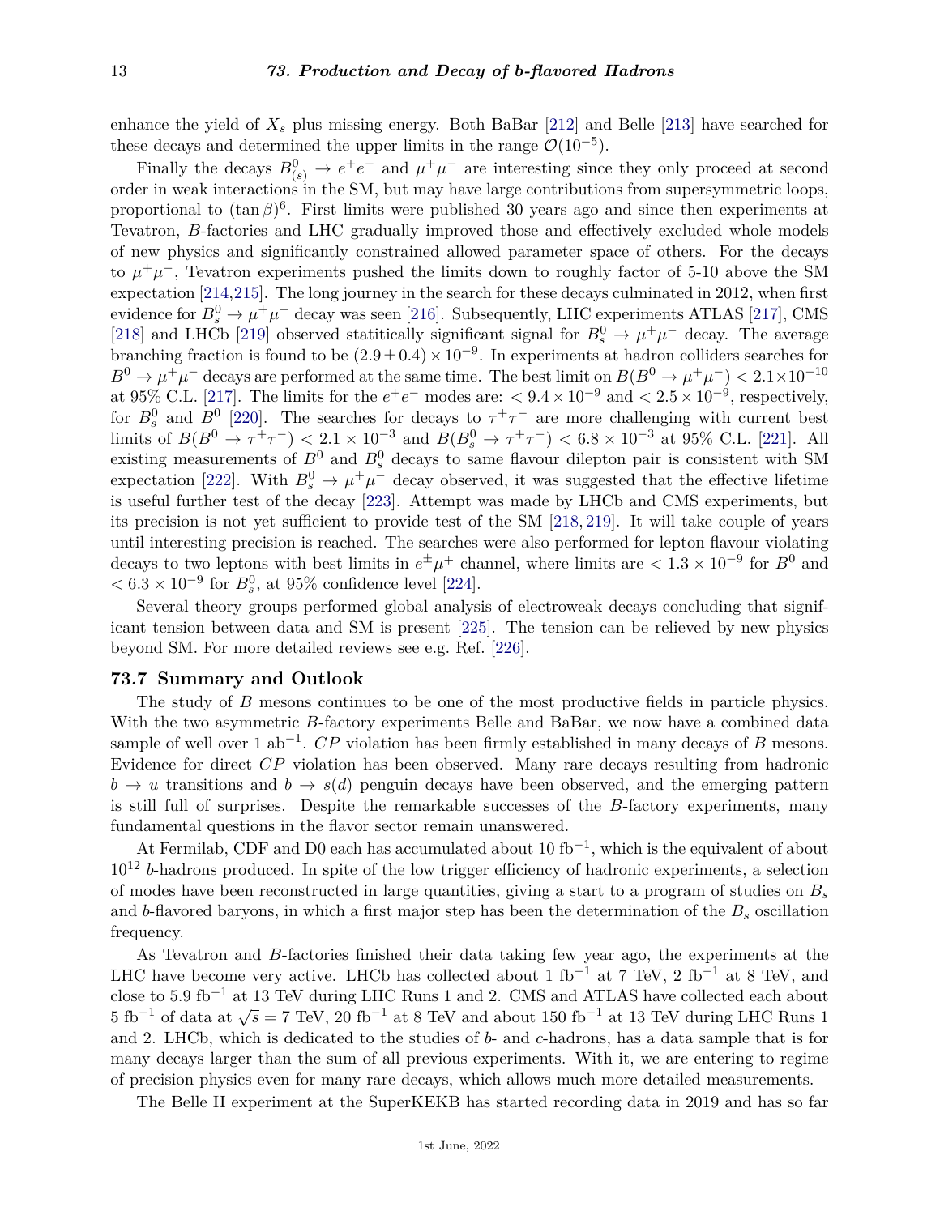enhance the yield of $X_s$ plus missing energy. Both BaBar [212] and Belle [213] have searched for these decays and determined the upper limits in the range $\mathcal{O}(10^{-5})$.

Finally the decays $B^0_{(s)} \to e^+e^-$ and $\mu^+\mu^-$ are interesting since they only proceed at second order in weak interactions in the SM, but may have large contributions from supersymmetric loops, proportional to $(\tan\beta)^6$. First limits were published 30 years ago and since then experiments at Tevatron, $B$-factories and LHC gradually improved those and effectively excluded whole models of new physics and significantly constrained allowed parameter space of others. For the decays to $\mu^+\mu^-$, Tevatron experiments pushed the limits down to roughly factor of 5-10 above the SM expectation [214,215]. The long journey in the search for these decays culminated in 2012, when first evidence for $B^0_s \to \mu^+\mu^-$ decay was seen [216]. Subsequently, LHC experiments ATLAS [217], CMS [218] and LHCb [219] observed statitically significant signal for $B^0_s \to \mu^+\mu^-$ decay. The average branching fraction is found to be $(2.9 \pm 0.4) \times 10^{-9}$. In experiments at hadron colliders searches for $B^0 \to \mu^+\mu^-$ decays are performed at the same time. The best limit on $B(B^0 \to \mu^+\mu^-) < 2.1 \times 10^{-10}$ at 95% C.L. [217]. The limits for the $e^+e^-$ modes are: $< 9.4 \times 10^{-9}$ and $< 2.5 \times 10^{-9}$, respectively, for $B^0_s$ and $B^0$ [220]. The searches for decays to $\tau^+\tau^-$ are more challenging with current best limits of $B(B^0 \to \tau^+\tau^-) < 2.1 \times 10^{-3}$ and $B(B^0_s \to \tau^+\tau^-) < 6.8 \times 10^{-3}$ at 95% C.L. [221]. All existing measurements of $B^0$ and $B^0_s$ decays to same flavour dilepton pair is consistent with SM expectation [222]. With $B^0_s \to \mu^+\mu^-$ decay observed, it was suggested that the effective lifetime is useful further test of the decay [223]. Attempt was made by LHCb and CMS experiments, but its precision is not yet sufficient to provide test of the SM [218, 219]. It will take couple of years until interesting precision is reached. The searches were also performed for lepton flavour violating decays to two leptons with best limits in $e^\pm\mu^\mp$ channel, where limits are $< 1.3 \times 10^{-9}$ for $B^0$ and $< 6.3 \times 10^{-9}$ for $B^0_s$, at 95% confidence level [224].

Several theory groups performed global analysis of electroweak decays concluding that significant tension between data and SM is present [225]. The tension can be relieved by new physics beyond SM. For more detailed reviews see e.g. Ref. [226].

## 73.7 Summary and Outlook

The study of $B$ mesons continues to be one of the most productive fields in particle physics. With the two asymmetric $B$-factory experiments Belle and BaBar, we now have a combined data sample of well over 1 ab$^{-1}$. $CP$ violation has been firmly established in many decays of $B$ mesons. Evidence for direct $CP$ violation has been observed. Many rare decays resulting from hadronic $b \to u$ transitions and $b \to s(d)$ penguin decays have been observed, and the emerging pattern is still full of surprises. Despite the remarkable successes of the $B$-factory experiments, many fundamental questions in the flavor sector remain unanswered.

At Fermilab, CDF and D0 each has accumulated about 10 fb$^{-1}$, which is the equivalent of about $10^{12}$ $b$-hadrons produced. In spite of the low trigger efficiency of hadronic experiments, a selection of modes have been reconstructed in large quantities, giving a start to a program of studies on $B_s$ and $b$-flavored baryons, in which a first major step has been the determination of the $B_s$ oscillation frequency.

As Tevatron and $B$-factories finished their data taking few year ago, the experiments at the LHC have become very active. LHCb has collected about 1 fb$^{-1}$ at 7 TeV, 2 fb$^{-1}$ at 8 TeV, and close to 5.9 fb$^{-1}$ at 13 TeV during LHC Runs 1 and 2. CMS and ATLAS have collected each about 5 fb$^{-1}$ of data at $\sqrt{s} = 7$ TeV, 20 fb$^{-1}$ at 8 TeV and about 150 fb$^{-1}$ at 13 TeV during LHC Runs 1 and 2. LHCb, which is dedicated to the studies of $b$- and $c$-hadrons, has a data sample that is for many decays larger than the sum of all previous experiments. With it, we are entering to regime of precision physics even for many rare decays, which allows much more detailed measurements.

The Belle II experiment at the SuperKEKB has started recording data in 2019 and has so far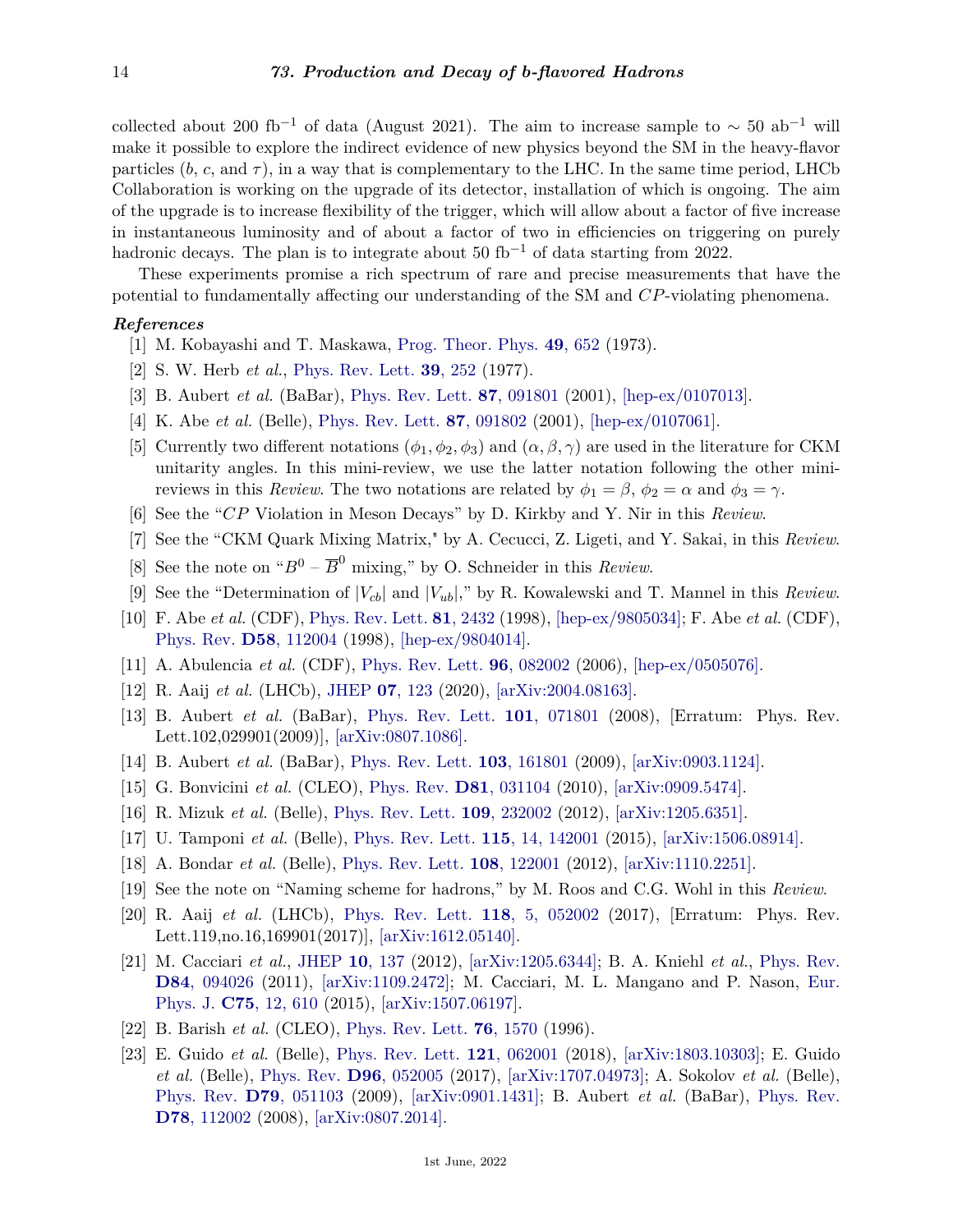collected about 200 fb$^{-1}$ of data (August 2021). The aim to increase sample to $\sim$ 50 ab$^{-1}$ will make it possible to explore the indirect evidence of new physics beyond the SM in the heavy-flavor particles ($b$, $c$, and $\tau$), in a way that is complementary to the LHC. In the same time period, LHCb Collaboration is working on the upgrade of its detector, installation of which is ongoing. The aim of the upgrade is to increase flexibility of the trigger, which will allow about a factor of five increase in instantaneous luminosity and of about a factor of two in efficiencies on triggering on purely hadronic decays. The plan is to integrate about 50 fb$^{-1}$ of data starting from 2022.

These experiments promise a rich spectrum of rare and precise measurements that have the potential to fundamentally affecting our understanding of the SM and $CP$-violating phenomena.

### *References*

[1] M. Kobayashi and T. Maskawa, Prog. Theor. Phys. **49**, 652 (1973).

[2] S. W. Herb *et al.*, Phys. Rev. Lett. **39**, 252 (1977).

[3] B. Aubert *et al.* (BaBar), Phys. Rev. Lett. **87**, 091801 (2001), [hep-ex/0107013].

[4] K. Abe *et al.* (Belle), Phys. Rev. Lett. **87**, 091802 (2001), [hep-ex/0107061].

[5] Currently two different notations $(\phi_1, \phi_2, \phi_3)$ and $(\alpha, \beta, \gamma)$ are used in the literature for CKM unitarity angles. In this mini-review, we use the latter notation following the other mini-reviews in this *Review*. The two notations are related by $\phi_1 = \beta$, $\phi_2 = \alpha$ and $\phi_3 = \gamma$.

[6] See the "$CP$ Violation in Meson Decays" by D. Kirkby and Y. Nir in this *Review*.

[7] See the "CKM Quark Mixing Matrix," by A. Cecucci, Z. Ligeti, and Y. Sakai, in this *Review*.

[8] See the note on "$B^0$ – $\overline{B}^0$ mixing," by O. Schneider in this *Review*.

[9] See the "Determination of $|V_{cb}|$ and $|V_{ub}|$," by R. Kowalewski and T. Mannel in this *Review*.

[10] F. Abe *et al.* (CDF), Phys. Rev. Lett. **81**, 2432 (1998), [hep-ex/9805034]; F. Abe *et al.* (CDF), Phys. Rev. **D58**, 112004 (1998), [hep-ex/9804014].

[11] A. Abulencia *et al.* (CDF), Phys. Rev. Lett. **96**, 082002 (2006), [hep-ex/0505076].

[12] R. Aaij *et al.* (LHCb), JHEP **07**, 123 (2020), [arXiv:2004.08163].

[13] B. Aubert *et al.* (BaBar), Phys. Rev. Lett. **101**, 071801 (2008), [Erratum: Phys. Rev. Lett.102,029901(2009)], [arXiv:0807.1086].

[14] B. Aubert *et al.* (BaBar), Phys. Rev. Lett. **103**, 161801 (2009), [arXiv:0903.1124].

[15] G. Bonvicini *et al.* (CLEO), Phys. Rev. **D81**, 031104 (2010), [arXiv:0909.5474].

[16] R. Mizuk *et al.* (Belle), Phys. Rev. Lett. **109**, 232002 (2012), [arXiv:1205.6351].

[17] U. Tamponi *et al.* (Belle), Phys. Rev. Lett. **115**, 14, 142001 (2015), [arXiv:1506.08914].

[18] A. Bondar *et al.* (Belle), Phys. Rev. Lett. **108**, 122001 (2012), [arXiv:1110.2251].

[19] See the note on "Naming scheme for hadrons," by M. Roos and C.G. Wohl in this *Review*.

[20] R. Aaij *et al.* (LHCb), Phys. Rev. Lett. **118**, 5, 052002 (2017), [Erratum: Phys. Rev. Lett.119,no.16,169901(2017)], [arXiv:1612.05140].

[21] M. Cacciari *et al.*, JHEP **10**, 137 (2012), [arXiv:1205.6344]; B. A. Kniehl *et al.*, Phys. Rev. **D84**, 094026 (2011), [arXiv:1109.2472]; M. Cacciari, M. L. Mangano and P. Nason, Eur. Phys. J. **C75**, 12, 610 (2015), [arXiv:1507.06197].

[22] B. Barish *et al.* (CLEO), Phys. Rev. Lett. **76**, 1570 (1996).

[23] E. Guido *et al.* (Belle), Phys. Rev. Lett. **121**, 062001 (2018), [arXiv:1803.10303]; E. Guido *et al.* (Belle), Phys. Rev. **D96**, 052005 (2017), [arXiv:1707.04973]; A. Sokolov *et al.* (Belle), Phys. Rev. **D79**, 051103 (2009), [arXiv:0901.1431]; B. Aubert *et al.* (BaBar), Phys. Rev. **D78**, 112002 (2008), [arXiv:0807.2014].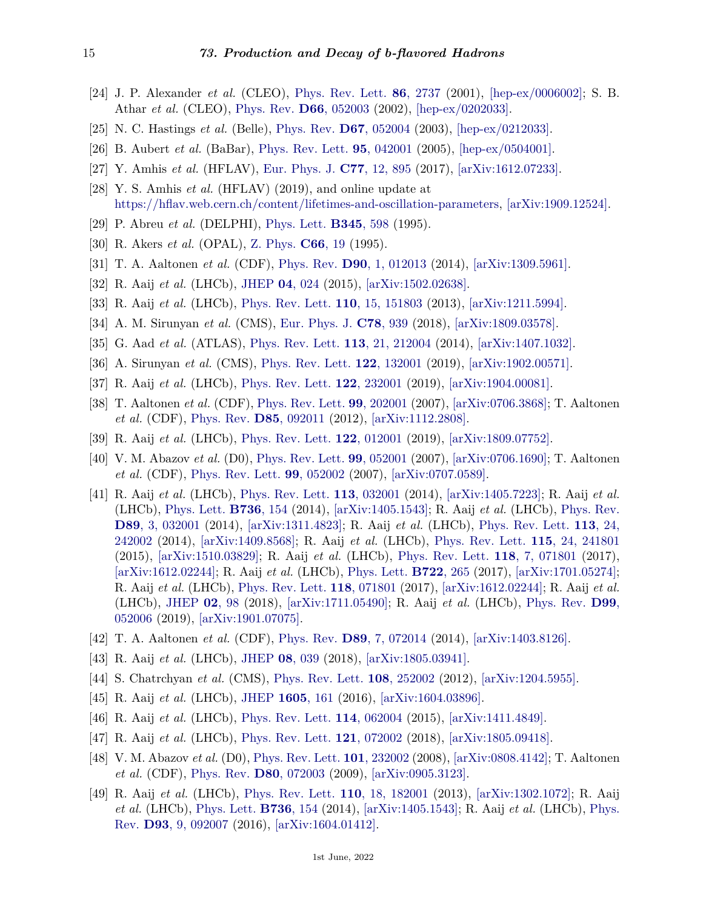[24] J. P. Alexander *et al.* (CLEO), Phys. Rev. Lett. **86**, 2737 (2001), [hep-ex/0006002]; S. B. Athar *et al.* (CLEO), Phys. Rev. **D66**, 052003 (2002), [hep-ex/0202033].

[25] N. C. Hastings *et al.* (Belle), Phys. Rev. **D67**, 052004 (2003), [hep-ex/0212033].

[26] B. Aubert *et al.* (BaBar), Phys. Rev. Lett. **95**, 042001 (2005), [hep-ex/0504001].

[27] Y. Amhis *et al.* (HFLAV), Eur. Phys. J. **C77**, 12, 895 (2017), [arXiv:1612.07233].

[28] Y. S. Amhis *et al.* (HFLAV) (2019), and online update at https://hflav.web.cern.ch/content/lifetimes-and-oscillation-parameters, [arXiv:1909.12524].

[29] P. Abreu *et al.* (DELPHI), Phys. Lett. **B345**, 598 (1995).

[30] R. Akers *et al.* (OPAL), Z. Phys. **C66**, 19 (1995).

[31] T. A. Aaltonen *et al.* (CDF), Phys. Rev. **D90**, 1, 012013 (2014), [arXiv:1309.5961].

[32] R. Aaij *et al.* (LHCb), JHEP **04**, 024 (2015), [arXiv:1502.02638].

[33] R. Aaij *et al.* (LHCb), Phys. Rev. Lett. **110**, 15, 151803 (2013), [arXiv:1211.5994].

[34] A. M. Sirunyan *et al.* (CMS), Eur. Phys. J. **C78**, 939 (2018), [arXiv:1809.03578].

[35] G. Aad *et al.* (ATLAS), Phys. Rev. Lett. **113**, 21, 212004 (2014), [arXiv:1407.1032].

[36] A. Sirunyan *et al.* (CMS), Phys. Rev. Lett. **122**, 132001 (2019), [arXiv:1902.00571].

[37] R. Aaij *et al.* (LHCb), Phys. Rev. Lett. **122**, 232001 (2019), [arXiv:1904.00081].

[38] T. Aaltonen *et al.* (CDF), Phys. Rev. Lett. **99**, 202001 (2007), [arXiv:0706.3868]; T. Aaltonen *et al.* (CDF), Phys. Rev. **D85**, 092011 (2012), [arXiv:1112.2808].

[39] R. Aaij *et al.* (LHCb), Phys. Rev. Lett. **122**, 012001 (2019), [arXiv:1809.07752].

[40] V. M. Abazov *et al.* (D0), Phys. Rev. Lett. **99**, 052001 (2007), [arXiv:0706.1690]; T. Aaltonen *et al.* (CDF), Phys. Rev. Lett. **99**, 052002 (2007), [arXiv:0707.0589].

[41] R. Aaij *et al.* (LHCb), Phys. Rev. Lett. **113**, 032001 (2014), [arXiv:1405.7223]; R. Aaij *et al.* (LHCb), Phys. Lett. **B736**, 154 (2014), [arXiv:1405.1543]; R. Aaij *et al.* (LHCb), Phys. Rev. **D89**, 3, 032001 (2014), [arXiv:1311.4823]; R. Aaij *et al.* (LHCb), Phys. Rev. Lett. **113**, 24, 242002 (2014), [arXiv:1409.8568]; R. Aaij *et al.* (LHCb), Phys. Rev. Lett. **115**, 24, 241801 (2015), [arXiv:1510.03829]; R. Aaij *et al.* (LHCb), Phys. Rev. Lett. **118**, 7, 071801 (2017), [arXiv:1612.02244]; R. Aaij *et al.* (LHCb), Phys. Lett. **B722**, 265 (2017), [arXiv:1701.05274]; R. Aaij *et al.* (LHCb), Phys. Rev. Lett. **118**, 071801 (2017), [arXiv:1612.02244]; R. Aaij *et al.* (LHCb), JHEP **02**, 98 (2018), [arXiv:1711.05490]; R. Aaij *et al.* (LHCb), Phys. Rev. **D99**, 052006 (2019), [arXiv:1901.07075].

[42] T. A. Aaltonen *et al.* (CDF), Phys. Rev. **D89**, 7, 072014 (2014), [arXiv:1403.8126].

[43] R. Aaij *et al.* (LHCb), JHEP **08**, 039 (2018), [arXiv:1805.03941].

[44] S. Chatrchyan *et al.* (CMS), Phys. Rev. Lett. **108**, 252002 (2012), [arXiv:1204.5955].

[45] R. Aaij *et al.* (LHCb), JHEP **1605**, 161 (2016), [arXiv:1604.03896].

[46] R. Aaij *et al.* (LHCb), Phys. Rev. Lett. **114**, 062004 (2015), [arXiv:1411.4849].

[47] R. Aaij *et al.* (LHCb), Phys. Rev. Lett. **121**, 072002 (2018), [arXiv:1805.09418].

[48] V. M. Abazov *et al.* (D0), Phys. Rev. Lett. **101**, 232002 (2008), [arXiv:0808.4142]; T. Aaltonen *et al.* (CDF), Phys. Rev. **D80**, 072003 (2009), [arXiv:0905.3123].

[49] R. Aaij *et al.* (LHCb), Phys. Rev. Lett. **110**, 18, 182001 (2013), [arXiv:1302.1072]; R. Aaij *et al.* (LHCb), Phys. Lett. **B736**, 154 (2014), [arXiv:1405.1543]; R. Aaij *et al.* (LHCb), Phys. Rev. **D93**, 9, 092007 (2016), [arXiv:1604.01412].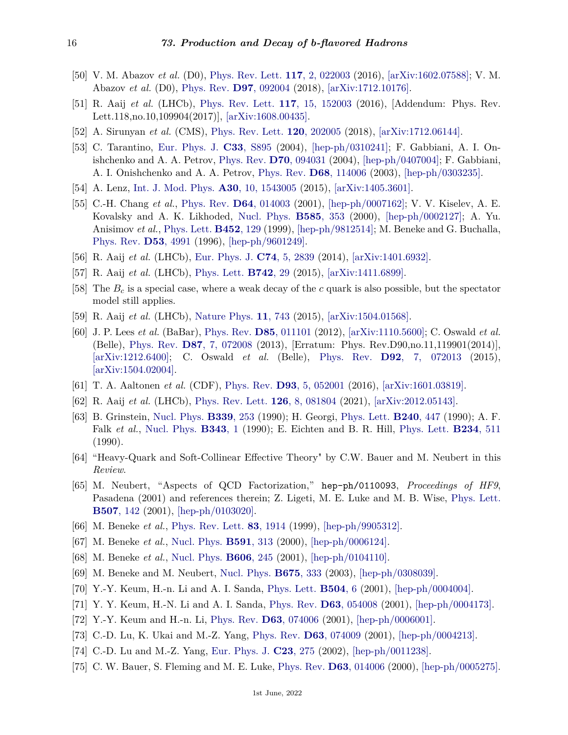[50] V. M. Abazov *et al.* (D0), Phys. Rev. Lett. **117**, 2, 022003 (2016), [arXiv:1602.07588]; V. M. Abazov *et al.* (D0), Phys. Rev. **D97**, 092004 (2018), [arXiv:1712.10176].

[51] R. Aaij *et al.* (LHCb), Phys. Rev. Lett. **117**, 15, 152003 (2016), [Addendum: Phys. Rev. Lett.118,no.10,109904(2017)], [arXiv:1608.00435].

[52] A. Sirunyan *et al.* (CMS), Phys. Rev. Lett. **120**, 202005 (2018), [arXiv:1712.06144].

[53] C. Tarantino, Eur. Phys. J. **C33**, S895 (2004), [hep-ph/0310241]; F. Gabbiani, A. I. Onishchenko and A. A. Petrov, Phys. Rev. **D70**, 094031 (2004), [hep-ph/0407004]; F. Gabbiani, A. I. Onishchenko and A. A. Petrov, Phys. Rev. **D68**, 114006 (2003), [hep-ph/0303235].

[54] A. Lenz, Int. J. Mod. Phys. **A30**, 10, 1543005 (2015), [arXiv:1405.3601].

[55] C.-H. Chang *et al.*, Phys. Rev. **D64**, 014003 (2001), [hep-ph/0007162]; V. V. Kiselev, A. E. Kovalsky and A. K. Likhoded, Nucl. Phys. **B585**, 353 (2000), [hep-ph/0002127]; A. Yu. Anisimov *et al.*, Phys. Lett. **B452**, 129 (1999), [hep-ph/9812514]; M. Beneke and G. Buchalla, Phys. Rev. **D53**, 4991 (1996), [hep-ph/9601249].

[56] R. Aaij *et al.* (LHCb), Eur. Phys. J. **C74**, 5, 2839 (2014), [arXiv:1401.6932].

[57] R. Aaij *et al.* (LHCb), Phys. Lett. **B742**, 29 (2015), [arXiv:1411.6899].

[58] The $B_c$ is a special case, where a weak decay of the $c$ quark is also possible, but the spectator model still applies.

[59] R. Aaij *et al.* (LHCb), Nature Phys. **11**, 743 (2015), [arXiv:1504.01568].

[60] J. P. Lees *et al.* (BaBar), Phys. Rev. **D85**, 011101 (2012), [arXiv:1110.5600]; C. Oswald *et al.* (Belle), Phys. Rev. **D87**, 7, 072008 (2013), [Erratum: Phys. Rev.D90,no.11,119901(2014)], [arXiv:1212.6400]; C. Oswald *et al.* (Belle), Phys. Rev. **D92**, 7, 072013 (2015), [arXiv:1504.02004].

[61] T. A. Aaltonen *et al.* (CDF), Phys. Rev. **D93**, 5, 052001 (2016), [arXiv:1601.03819].

[62] R. Aaij *et al.* (LHCb), Phys. Rev. Lett. **126**, 8, 081804 (2021), [arXiv:2012.05143].

[63] B. Grinstein, Nucl. Phys. **B339**, 253 (1990); H. Georgi, Phys. Lett. **B240**, 447 (1990); A. F. Falk *et al.*, Nucl. Phys. **B343**, 1 (1990); E. Eichten and B. R. Hill, Phys. Lett. **B234**, 511 (1990).

[64] "Heavy-Quark and Soft-Collinear Effective Theory" by C.W. Bauer and M. Neubert in this *Review*.

[65] M. Neubert, "Aspects of QCD Factorization," hep-ph/0110093, *Proceedings of HF9*, Pasadena (2001) and references therein; Z. Ligeti, M. E. Luke and M. B. Wise, Phys. Lett. **B507**, 142 (2001), [hep-ph/0103020].

[66] M. Beneke *et al.*, Phys. Rev. Lett. **83**, 1914 (1999), [hep-ph/9905312].

[67] M. Beneke *et al.*, Nucl. Phys. **B591**, 313 (2000), [hep-ph/0006124].

[68] M. Beneke *et al.*, Nucl. Phys. **B606**, 245 (2001), [hep-ph/0104110].

[69] M. Beneke and M. Neubert, Nucl. Phys. **B675**, 333 (2003), [hep-ph/0308039].

[70] Y.-Y. Keum, H.-n. Li and A. I. Sanda, Phys. Lett. **B504**, 6 (2001), [hep-ph/0004004].

[71] Y. Y. Keum, H.-N. Li and A. I. Sanda, Phys. Rev. **D63**, 054008 (2001), [hep-ph/0004173].

[72] Y.-Y. Keum and H.-n. Li, Phys. Rev. **D63**, 074006 (2001), [hep-ph/0006001].

[73] C.-D. Lu, K. Ukai and M.-Z. Yang, Phys. Rev. **D63**, 074009 (2001), [hep-ph/0004213].

[74] C.-D. Lu and M.-Z. Yang, Eur. Phys. J. **C23**, 275 (2002), [hep-ph/0011238].

[75] C. W. Bauer, S. Fleming and M. E. Luke, Phys. Rev. **D63**, 014006 (2000), [hep-ph/0005275].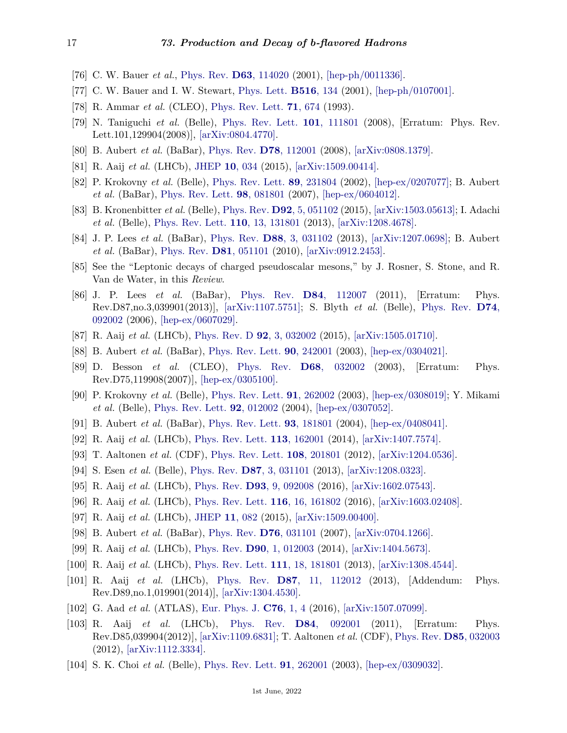[76] C. W. Bauer *et al.*, Phys. Rev. **D63**, 114020 (2001), [hep-ph/0011336].

[77] C. W. Bauer and I. W. Stewart, Phys. Lett. **B516**, 134 (2001), [hep-ph/0107001].

[78] R. Ammar *et al.* (CLEO), Phys. Rev. Lett. **71**, 674 (1993).

[79] N. Taniguchi *et al.* (Belle), Phys. Rev. Lett. **101**, 111801 (2008), [Erratum: Phys. Rev. Lett.101,129904(2008)], [arXiv:0804.4770].

[80] B. Aubert *et al.* (BaBar), Phys. Rev. **D78**, 112001 (2008), [arXiv:0808.1379].

[81] R. Aaij *et al.* (LHCb), JHEP **10**, 034 (2015), [arXiv:1509.00414].

[82] P. Krokovny *et al.* (Belle), Phys. Rev. Lett. **89**, 231804 (2002), [hep-ex/0207077]; B. Aubert *et al.* (BaBar), Phys. Rev. Lett. **98**, 081801 (2007), [hep-ex/0604012].

[83] B. Kronenbitter *et al.* (Belle), Phys. Rev. **D92**, 5, 051102 (2015), [arXiv:1503.05613]; I. Adachi *et al.* (Belle), Phys. Rev. Lett. **110**, 13, 131801 (2013), [arXiv:1208.4678].

[84] J. P. Lees *et al.* (BaBar), Phys. Rev. **D88**, 3, 031102 (2013), [arXiv:1207.0698]; B. Aubert *et al.* (BaBar), Phys. Rev. **D81**, 051101 (2010), [arXiv:0912.2453].

[85] See the "Leptonic decays of charged pseudoscalar mesons," by J. Rosner, S. Stone, and R. Van de Water, in this *Review*.

[86] J. P. Lees *et al.* (BaBar), Phys. Rev. **D84**, 112007 (2011), [Erratum: Phys. Rev.D87,no.3,039901(2013)], [arXiv:1107.5751]; S. Blyth *et al.* (Belle), Phys. Rev. **D74**, 092002 (2006), [hep-ex/0607029].

[87] R. Aaij *et al.* (LHCb), Phys. Rev. D **92**, 3, 032002 (2015), [arXiv:1505.01710].

[88] B. Aubert *et al.* (BaBar), Phys. Rev. Lett. **90**, 242001 (2003), [hep-ex/0304021].

[89] D. Besson *et al.* (CLEO), Phys. Rev. **D68**, 032002 (2003), [Erratum: Phys. Rev.D75,119908(2007)], [hep-ex/0305100].

[90] P. Krokovny *et al.* (Belle), Phys. Rev. Lett. **91**, 262002 (2003), [hep-ex/0308019]; Y. Mikami *et al.* (Belle), Phys. Rev. Lett. **92**, 012002 (2004), [hep-ex/0307052].

[91] B. Aubert *et al.* (BaBar), Phys. Rev. Lett. **93**, 181801 (2004), [hep-ex/0408041].

[92] R. Aaij *et al.* (LHCb), Phys. Rev. Lett. **113**, 162001 (2014), [arXiv:1407.7574].

[93] T. Aaltonen *et al.* (CDF), Phys. Rev. Lett. **108**, 201801 (2012), [arXiv:1204.0536].

[94] S. Esen *et al.* (Belle), Phys. Rev. **D87**, 3, 031101 (2013), [arXiv:1208.0323].

[95] R. Aaij *et al.* (LHCb), Phys. Rev. **D93**, 9, 092008 (2016), [arXiv:1602.07543].

[96] R. Aaij *et al.* (LHCb), Phys. Rev. Lett. **116**, 16, 161802 (2016), [arXiv:1603.02408].

[97] R. Aaij *et al.* (LHCb), JHEP **11**, 082 (2015), [arXiv:1509.00400].

[98] B. Aubert *et al.* (BaBar), Phys. Rev. **D76**, 031101 (2007), [arXiv:0704.1266].

[99] R. Aaij *et al.* (LHCb), Phys. Rev. **D90**, 1, 012003 (2014), [arXiv:1404.5673].

[100] R. Aaij *et al.* (LHCb), Phys. Rev. Lett. **111**, 18, 181801 (2013), [arXiv:1308.4544].

[101] R. Aaij *et al.* (LHCb), Phys. Rev. **D87**, 11, 112012 (2013), [Addendum: Phys. Rev.D89,no.1,019901(2014)], [arXiv:1304.4530].

[102] G. Aad *et al.* (ATLAS), Eur. Phys. J. **C76**, 1, 4 (2016), [arXiv:1507.07099].

[103] R. Aaij *et al.* (LHCb), Phys. Rev. **D84**, 092001 (2011), [Erratum: Phys. Rev.D85,039904(2012)], [arXiv:1109.6831]; T. Aaltonen *et al.* (CDF), Phys. Rev. **D85**, 032003 (2012), [arXiv:1112.3334].

[104] S. K. Choi *et al.* (Belle), Phys. Rev. Lett. **91**, 262001 (2003), [hep-ex/0309032].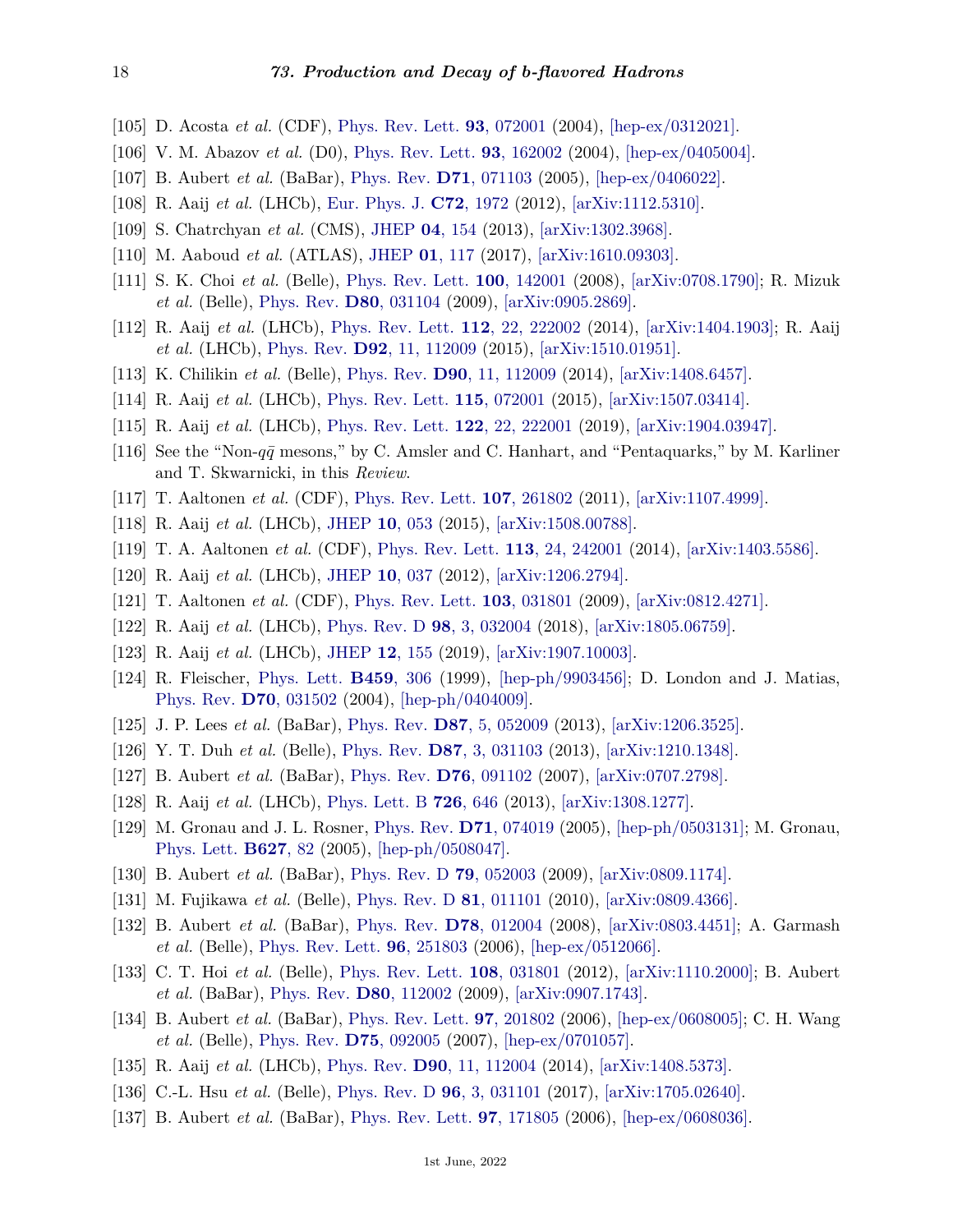[105] D. Acosta *et al.* (CDF), Phys. Rev. Lett. **93**, 072001 (2004), [hep-ex/0312021].

[106] V. M. Abazov *et al.* (D0), Phys. Rev. Lett. **93**, 162002 (2004), [hep-ex/0405004].

[107] B. Aubert *et al.* (BaBar), Phys. Rev. **D71**, 071103 (2005), [hep-ex/0406022].

[108] R. Aaij *et al.* (LHCb), Eur. Phys. J. **C72**, 1972 (2012), [arXiv:1112.5310].

[109] S. Chatrchyan *et al.* (CMS), JHEP **04**, 154 (2013), [arXiv:1302.3968].

[110] M. Aaboud *et al.* (ATLAS), JHEP **01**, 117 (2017), [arXiv:1610.09303].

[111] S. K. Choi *et al.* (Belle), Phys. Rev. Lett. **100**, 142001 (2008), [arXiv:0708.1790]; R. Mizuk *et al.* (Belle), Phys. Rev. **D80**, 031104 (2009), [arXiv:0905.2869].

[112] R. Aaij *et al.* (LHCb), Phys. Rev. Lett. **112**, 22, 222002 (2014), [arXiv:1404.1903]; R. Aaij *et al.* (LHCb), Phys. Rev. **D92**, 11, 112009 (2015), [arXiv:1510.01951].

[113] K. Chilikin *et al.* (Belle), Phys. Rev. **D90**, 11, 112009 (2014), [arXiv:1408.6457].

[114] R. Aaij *et al.* (LHCb), Phys. Rev. Lett. **115**, 072001 (2015), [arXiv:1507.03414].

[115] R. Aaij *et al.* (LHCb), Phys. Rev. Lett. **122**, 22, 222001 (2019), [arXiv:1904.03947].

[116] See the "Non-$q\bar{q}$ mesons," by C. Amsler and C. Hanhart, and "Pentaquarks," by M. Karliner and T. Skwarnicki, in this *Review*.

[117] T. Aaltonen *et al.* (CDF), Phys. Rev. Lett. **107**, 261802 (2011), [arXiv:1107.4999].

[118] R. Aaij *et al.* (LHCb), JHEP **10**, 053 (2015), [arXiv:1508.00788].

[119] T. A. Aaltonen *et al.* (CDF), Phys. Rev. Lett. **113**, 24, 242001 (2014), [arXiv:1403.5586].

[120] R. Aaij *et al.* (LHCb), JHEP **10**, 037 (2012), [arXiv:1206.2794].

[121] T. Aaltonen *et al.* (CDF), Phys. Rev. Lett. **103**, 031801 (2009), [arXiv:0812.4271].

[122] R. Aaij *et al.* (LHCb), Phys. Rev. D **98**, 3, 032004 (2018), [arXiv:1805.06759].

[123] R. Aaij *et al.* (LHCb), JHEP **12**, 155 (2019), [arXiv:1907.10003].

[124] R. Fleischer, Phys. Lett. **B459**, 306 (1999), [hep-ph/9903456]; D. London and J. Matias, Phys. Rev. **D70**, 031502 (2004), [hep-ph/0404009].

[125] J. P. Lees *et al.* (BaBar), Phys. Rev. **D87**, 5, 052009 (2013), [arXiv:1206.3525].

[126] Y. T. Duh *et al.* (Belle), Phys. Rev. **D87**, 3, 031103 (2013), [arXiv:1210.1348].

[127] B. Aubert *et al.* (BaBar), Phys. Rev. **D76**, 091102 (2007), [arXiv:0707.2798].

[128] R. Aaij *et al.* (LHCb), Phys. Lett. B **726**, 646 (2013), [arXiv:1308.1277].

[129] M. Gronau and J. L. Rosner, Phys. Rev. **D71**, 074019 (2005), [hep-ph/0503131]; M. Gronau, Phys. Lett. **B627**, 82 (2005), [hep-ph/0508047].

[130] B. Aubert *et al.* (BaBar), Phys. Rev. D **79**, 052003 (2009), [arXiv:0809.1174].

[131] M. Fujikawa *et al.* (Belle), Phys. Rev. D **81**, 011101 (2010), [arXiv:0809.4366].

[132] B. Aubert *et al.* (BaBar), Phys. Rev. **D78**, 012004 (2008), [arXiv:0803.4451]; A. Garmash *et al.* (Belle), Phys. Rev. Lett. **96**, 251803 (2006), [hep-ex/0512066].

[133] C. T. Hoi *et al.* (Belle), Phys. Rev. Lett. **108**, 031801 (2012), [arXiv:1110.2000]; B. Aubert *et al.* (BaBar), Phys. Rev. **D80**, 112002 (2009), [arXiv:0907.1743].

[134] B. Aubert *et al.* (BaBar), Phys. Rev. Lett. **97**, 201802 (2006), [hep-ex/0608005]; C. H. Wang *et al.* (Belle), Phys. Rev. **D75**, 092005 (2007), [hep-ex/0701057].

[135] R. Aaij *et al.* (LHCb), Phys. Rev. **D90**, 11, 112004 (2014), [arXiv:1408.5373].

[136] C.-L. Hsu *et al.* (Belle), Phys. Rev. D **96**, 3, 031101 (2017), [arXiv:1705.02640].

[137] B. Aubert *et al.* (BaBar), Phys. Rev. Lett. **97**, 171805 (2006), [hep-ex/0608036].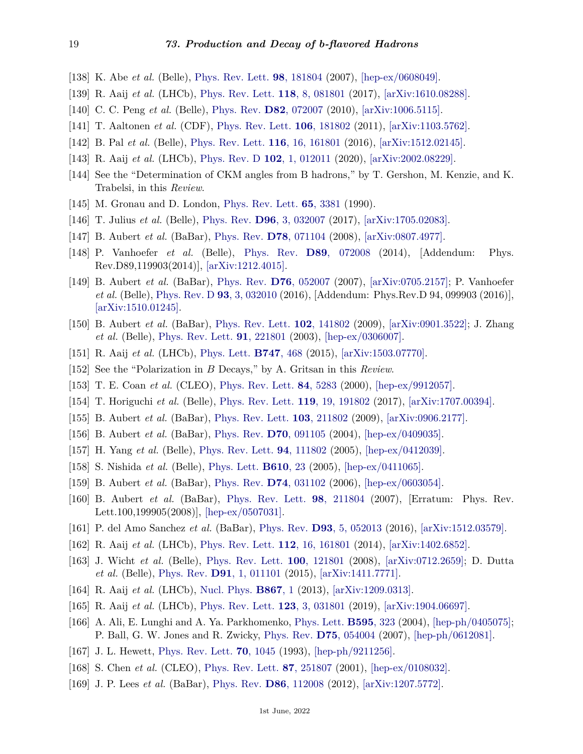[138] K. Abe *et al.* (Belle), Phys. Rev. Lett. **98**, 181804 (2007), [hep-ex/0608049].

[139] R. Aaij *et al.* (LHCb), Phys. Rev. Lett. **118**, 8, 081801 (2017), [arXiv:1610.08288].

[140] C. C. Peng *et al.* (Belle), Phys. Rev. **D82**, 072007 (2010), [arXiv:1006.5115].

[141] T. Aaltonen *et al.* (CDF), Phys. Rev. Lett. **106**, 181802 (2011), [arXiv:1103.5762].

[142] B. Pal *et al.* (Belle), Phys. Rev. Lett. **116**, 16, 161801 (2016), [arXiv:1512.02145].

[143] R. Aaij *et al.* (LHCb), Phys. Rev. D **102**, 1, 012011 (2020), [arXiv:2002.08229].

[144] See the "Determination of CKM angles from B hadrons," by T. Gershon, M. Kenzie, and K. Trabelsi, in this *Review*.

[145] M. Gronau and D. London, Phys. Rev. Lett. **65**, 3381 (1990).

[146] T. Julius *et al.* (Belle), Phys. Rev. **D96**, 3, 032007 (2017), [arXiv:1705.02083].

[147] B. Aubert *et al.* (BaBar), Phys. Rev. **D78**, 071104 (2008), [arXiv:0807.4977].

[148] P. Vanhoefer *et al.* (Belle), Phys. Rev. **D89**, 072008 (2014), [Addendum: Phys. Rev.D89,119903(2014)], [arXiv:1212.4015].

[149] B. Aubert *et al.* (BaBar), Phys. Rev. **D76**, 052007 (2007), [arXiv:0705.2157]; P. Vanhoefer *et al.* (Belle), Phys. Rev. D **93**, 3, 032010 (2016), [Addendum: Phys.Rev.D 94, 099903 (2016)], [arXiv:1510.01245].

[150] B. Aubert *et al.* (BaBar), Phys. Rev. Lett. **102**, 141802 (2009), [arXiv:0901.3522]; J. Zhang *et al.* (Belle), Phys. Rev. Lett. **91**, 221801 (2003), [hep-ex/0306007].

[151] R. Aaij *et al.* (LHCb), Phys. Lett. **B747**, 468 (2015), [arXiv:1503.07770].

[152] See the "Polarization in *B* Decays," by A. Gritsan in this *Review*.

[153] T. E. Coan *et al.* (CLEO), Phys. Rev. Lett. **84**, 5283 (2000), [hep-ex/9912057].

[154] T. Horiguchi *et al.* (Belle), Phys. Rev. Lett. **119**, 19, 191802 (2017), [arXiv:1707.00394].

[155] B. Aubert *et al.* (BaBar), Phys. Rev. Lett. **103**, 211802 (2009), [arXiv:0906.2177].

[156] B. Aubert *et al.* (BaBar), Phys. Rev. **D70**, 091105 (2004), [hep-ex/0409035].

[157] H. Yang *et al.* (Belle), Phys. Rev. Lett. **94**, 111802 (2005), [hep-ex/0412039].

[158] S. Nishida *et al.* (Belle), Phys. Lett. **B610**, 23 (2005), [hep-ex/0411065].

[159] B. Aubert *et al.* (BaBar), Phys. Rev. **D74**, 031102 (2006), [hep-ex/0603054].

[160] B. Aubert *et al.* (BaBar), Phys. Rev. Lett. **98**, 211804 (2007), [Erratum: Phys. Rev. Lett.100,199905(2008)], [hep-ex/0507031].

[161] P. del Amo Sanchez *et al.* (BaBar), Phys. Rev. **D93**, 5, 052013 (2016), [arXiv:1512.03579].

[162] R. Aaij *et al.* (LHCb), Phys. Rev. Lett. **112**, 16, 161801 (2014), [arXiv:1402.6852].

[163] J. Wicht *et al.* (Belle), Phys. Rev. Lett. **100**, 121801 (2008), [arXiv:0712.2659]; D. Dutta *et al.* (Belle), Phys. Rev. **D91**, 1, 011101 (2015), [arXiv:1411.7771].

[164] R. Aaij *et al.* (LHCb), Nucl. Phys. **B867**, 1 (2013), [arXiv:1209.0313].

[165] R. Aaij *et al.* (LHCb), Phys. Rev. Lett. **123**, 3, 031801 (2019), [arXiv:1904.06697].

[166] A. Ali, E. Lunghi and A. Ya. Parkhomenko, Phys. Lett. **B595**, 323 (2004), [hep-ph/0405075]; P. Ball, G. W. Jones and R. Zwicky, Phys. Rev. **D75**, 054004 (2007), [hep-ph/0612081].

[167] J. L. Hewett, Phys. Rev. Lett. **70**, 1045 (1993), [hep-ph/9211256].

[168] S. Chen *et al.* (CLEO), Phys. Rev. Lett. **87**, 251807 (2001), [hep-ex/0108032].

[169] J. P. Lees *et al.* (BaBar), Phys. Rev. **D86**, 112008 (2012), [arXiv:1207.5772].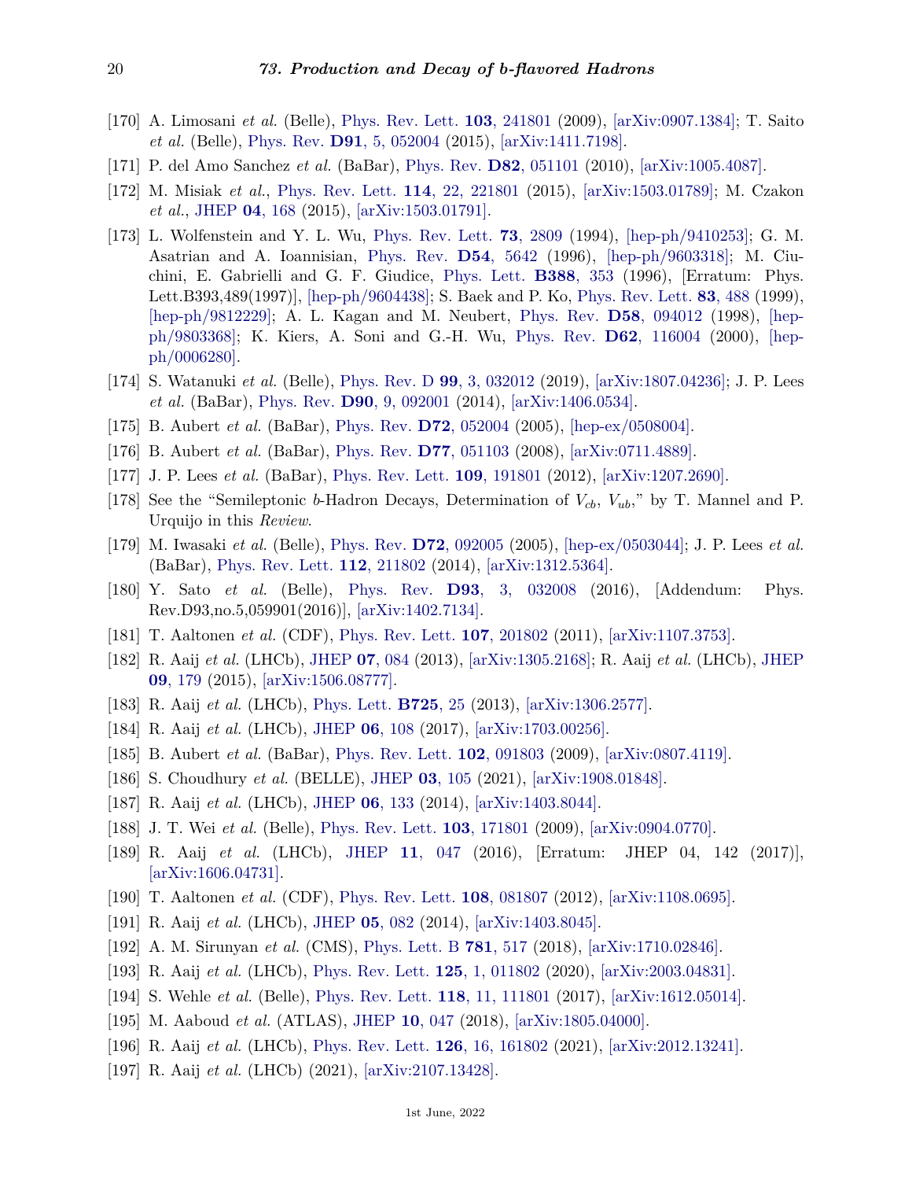[170] A. Limosani *et al.* (Belle), Phys. Rev. Lett. **103**, 241801 (2009), [arXiv:0907.1384]; T. Saito *et al.* (Belle), Phys. Rev. **D91**, 5, 052004 (2015), [arXiv:1411.7198].

[171] P. del Amo Sanchez *et al.* (BaBar), Phys. Rev. **D82**, 051101 (2010), [arXiv:1005.4087].

[172] M. Misiak *et al.*, Phys. Rev. Lett. **114**, 22, 221801 (2015), [arXiv:1503.01789]; M. Czakon *et al.*, JHEP **04**, 168 (2015), [arXiv:1503.01791].

[173] L. Wolfenstein and Y. L. Wu, Phys. Rev. Lett. **73**, 2809 (1994), [hep-ph/9410253]; G. M. Asatrian and A. Ioannisian, Phys. Rev. **D54**, 5642 (1996), [hep-ph/9603318]; M. Ciuchini, E. Gabrielli and G. F. Giudice, Phys. Lett. **B388**, 353 (1996), [Erratum: Phys. Lett.B393,489(1997)], [hep-ph/9604438]; S. Baek and P. Ko, Phys. Rev. Lett. **83**, 488 (1999), [hep-ph/9812229]; A. L. Kagan and M. Neubert, Phys. Rev. **D58**, 094012 (1998), [hep-ph/9803368]; K. Kiers, A. Soni and G.-H. Wu, Phys. Rev. **D62**, 116004 (2000), [hep-ph/0006280].

[174] S. Watanuki *et al.* (Belle), Phys. Rev. D **99**, 3, 032012 (2019), [arXiv:1807.04236]; J. P. Lees *et al.* (BaBar), Phys. Rev. **D90**, 9, 092001 (2014), [arXiv:1406.0534].

[175] B. Aubert *et al.* (BaBar), Phys. Rev. **D72**, 052004 (2005), [hep-ex/0508004].

[176] B. Aubert *et al.* (BaBar), Phys. Rev. **D77**, 051103 (2008), [arXiv:0711.4889].

[177] J. P. Lees *et al.* (BaBar), Phys. Rev. Lett. **109**, 191801 (2012), [arXiv:1207.2690].

[178] See the "Semileptonic *b*-Hadron Decays, Determination of $V_{cb}$, $V_{ub}$," by T. Mannel and P. Urquijo in this *Review*.

[179] M. Iwasaki *et al.* (Belle), Phys. Rev. **D72**, 092005 (2005), [hep-ex/0503044]; J. P. Lees *et al.* (BaBar), Phys. Rev. Lett. **112**, 211802 (2014), [arXiv:1312.5364].

[180] Y. Sato *et al.* (Belle), Phys. Rev. **D93**, 3, 032008 (2016), [Addendum: Phys. Rev.D93,no.5,059901(2016)], [arXiv:1402.7134].

[181] T. Aaltonen *et al.* (CDF), Phys. Rev. Lett. **107**, 201802 (2011), [arXiv:1107.3753].

[182] R. Aaij *et al.* (LHCb), JHEP **07**, 084 (2013), [arXiv:1305.2168]; R. Aaij *et al.* (LHCb), JHEP **09**, 179 (2015), [arXiv:1506.08777].

[183] R. Aaij *et al.* (LHCb), Phys. Lett. **B725**, 25 (2013), [arXiv:1306.2577].

[184] R. Aaij *et al.* (LHCb), JHEP **06**, 108 (2017), [arXiv:1703.00256].

[185] B. Aubert *et al.* (BaBar), Phys. Rev. Lett. **102**, 091803 (2009), [arXiv:0807.4119].

[186] S. Choudhury *et al.* (BELLE), JHEP **03**, 105 (2021), [arXiv:1908.01848].

[187] R. Aaij *et al.* (LHCb), JHEP **06**, 133 (2014), [arXiv:1403.8044].

[188] J. T. Wei *et al.* (Belle), Phys. Rev. Lett. **103**, 171801 (2009), [arXiv:0904.0770].

[189] R. Aaij *et al.* (LHCb), JHEP **11**, 047 (2016), [Erratum: JHEP 04, 142 (2017)], [arXiv:1606.04731].

[190] T. Aaltonen *et al.* (CDF), Phys. Rev. Lett. **108**, 081807 (2012), [arXiv:1108.0695].

[191] R. Aaij *et al.* (LHCb), JHEP **05**, 082 (2014), [arXiv:1403.8045].

[192] A. M. Sirunyan *et al.* (CMS), Phys. Lett. B **781**, 517 (2018), [arXiv:1710.02846].

[193] R. Aaij *et al.* (LHCb), Phys. Rev. Lett. **125**, 1, 011802 (2020), [arXiv:2003.04831].

[194] S. Wehle *et al.* (Belle), Phys. Rev. Lett. **118**, 11, 111801 (2017), [arXiv:1612.05014].

[195] M. Aaboud *et al.* (ATLAS), JHEP **10**, 047 (2018), [arXiv:1805.04000].

[196] R. Aaij *et al.* (LHCb), Phys. Rev. Lett. **126**, 16, 161802 (2021), [arXiv:2012.13241].

[197] R. Aaij *et al.* (LHCb) (2021), [arXiv:2107.13428].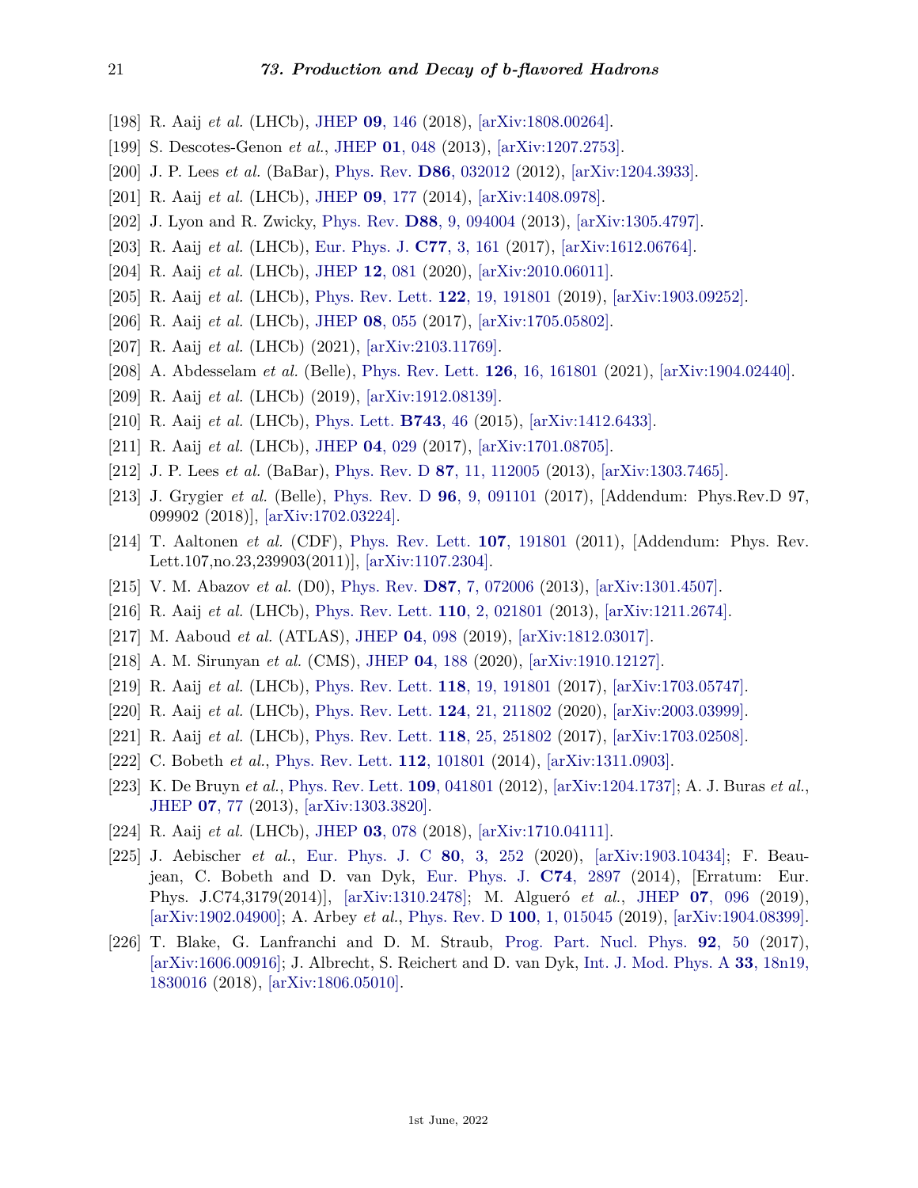[198] R. Aaij *et al.* (LHCb), JHEP **09**, 146 (2018), [arXiv:1808.00264].

[199] S. Descotes-Genon *et al.*, JHEP **01**, 048 (2013), [arXiv:1207.2753].

[200] J. P. Lees *et al.* (BaBar), Phys. Rev. **D86**, 032012 (2012), [arXiv:1204.3933].

[201] R. Aaij *et al.* (LHCb), JHEP **09**, 177 (2014), [arXiv:1408.0978].

[202] J. Lyon and R. Zwicky, Phys. Rev. **D88**, 9, 094004 (2013), [arXiv:1305.4797].

[203] R. Aaij *et al.* (LHCb), Eur. Phys. J. **C77**, 3, 161 (2017), [arXiv:1612.06764].

[204] R. Aaij *et al.* (LHCb), JHEP **12**, 081 (2020), [arXiv:2010.06011].

[205] R. Aaij *et al.* (LHCb), Phys. Rev. Lett. **122**, 19, 191801 (2019), [arXiv:1903.09252].

[206] R. Aaij *et al.* (LHCb), JHEP **08**, 055 (2017), [arXiv:1705.05802].

[207] R. Aaij *et al.* (LHCb) (2021), [arXiv:2103.11769].

[208] A. Abdesselam *et al.* (Belle), Phys. Rev. Lett. **126**, 16, 161801 (2021), [arXiv:1904.02440].

[209] R. Aaij *et al.* (LHCb) (2019), [arXiv:1912.08139].

[210] R. Aaij *et al.* (LHCb), Phys. Lett. **B743**, 46 (2015), [arXiv:1412.6433].

[211] R. Aaij *et al.* (LHCb), JHEP **04**, 029 (2017), [arXiv:1701.08705].

[212] J. P. Lees *et al.* (BaBar), Phys. Rev. D **87**, 11, 112005 (2013), [arXiv:1303.7465].

[213] J. Grygier *et al.* (Belle), Phys. Rev. D **96**, 9, 091101 (2017), [Addendum: Phys.Rev.D 97, 099902 (2018)], [arXiv:1702.03224].

[214] T. Aaltonen *et al.* (CDF), Phys. Rev. Lett. **107**, 191801 (2011), [Addendum: Phys. Rev. Lett.107,no.23,239903(2011)], [arXiv:1107.2304].

[215] V. M. Abazov *et al.* (D0), Phys. Rev. **D87**, 7, 072006 (2013), [arXiv:1301.4507].

[216] R. Aaij *et al.* (LHCb), Phys. Rev. Lett. **110**, 2, 021801 (2013), [arXiv:1211.2674].

[217] M. Aaboud *et al.* (ATLAS), JHEP **04**, 098 (2019), [arXiv:1812.03017].

[218] A. M. Sirunyan *et al.* (CMS), JHEP **04**, 188 (2020), [arXiv:1910.12127].

[219] R. Aaij *et al.* (LHCb), Phys. Rev. Lett. **118**, 19, 191801 (2017), [arXiv:1703.05747].

[220] R. Aaij *et al.* (LHCb), Phys. Rev. Lett. **124**, 21, 211802 (2020), [arXiv:2003.03999].

[221] R. Aaij *et al.* (LHCb), Phys. Rev. Lett. **118**, 25, 251802 (2017), [arXiv:1703.02508].

[222] C. Bobeth *et al.*, Phys. Rev. Lett. **112**, 101801 (2014), [arXiv:1311.0903].

[223] K. De Bruyn *et al.*, Phys. Rev. Lett. **109**, 041801 (2012), [arXiv:1204.1737]; A. J. Buras *et al.*, JHEP **07**, 77 (2013), [arXiv:1303.3820].

[224] R. Aaij *et al.* (LHCb), JHEP **03**, 078 (2018), [arXiv:1710.04111].

[225] J. Aebischer *et al.*, Eur. Phys. J. C **80**, 3, 252 (2020), [arXiv:1903.10434]; F. Beaujean, C. Bobeth and D. van Dyk, Eur. Phys. J. **C74**, 2897 (2014), [Erratum: Eur. Phys. J.C74,3179(2014)], [arXiv:1310.2478]; M. Algueró *et al.*, JHEP **07**, 096 (2019), [arXiv:1902.04900]; A. Arbey *et al.*, Phys. Rev. D **100**, 1, 015045 (2019), [arXiv:1904.08399].

[226] T. Blake, G. Lanfranchi and D. M. Straub, Prog. Part. Nucl. Phys. **92**, 50 (2017), [arXiv:1606.00916]; J. Albrecht, S. Reichert and D. van Dyk, Int. J. Mod. Phys. A **33**, 18n19, 1830016 (2018), [arXiv:1806.05010].